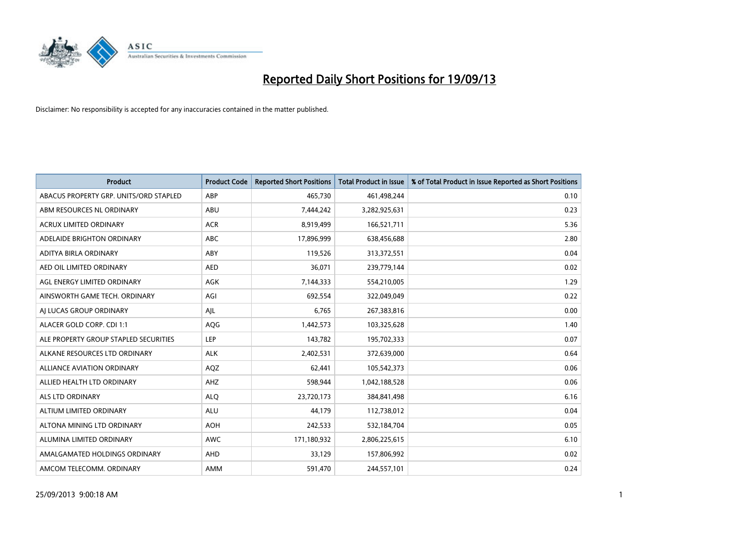# Reported Daily Short Positions for 19/09/13

Disclaimer: No responsibility is accepted for any inaccuracies contained in the matter published.

| Product | Product Code | Reported Short Positions | Total Product in Issue | % of Total Product in Issue Reported as Short Positions |
|---|---|---|---|---|
| ABACUS PROPERTY GRP. UNITS/ORD STAPLED | ABP | 465,730 | 461,498,244 | 0.10 |
| ABM RESOURCES NL ORDINARY | ABU | 7,444,242 | 3,282,925,631 | 0.23 |
| ACRUX LIMITED ORDINARY | ACR | 8,919,499 | 166,521,711 | 5.36 |
| ADELAIDE BRIGHTON ORDINARY | ABC | 17,896,999 | 638,456,688 | 2.80 |
| ADITYA BIRLA ORDINARY | ABY | 119,526 | 313,372,551 | 0.04 |
| AED OIL LIMITED ORDINARY | AED | 36,071 | 239,779,144 | 0.02 |
| AGL ENERGY LIMITED ORDINARY | AGK | 7,144,333 | 554,210,005 | 1.29 |
| AINSWORTH GAME TECH. ORDINARY | AGI | 692,554 | 322,049,049 | 0.22 |
| AJ LUCAS GROUP ORDINARY | AJL | 6,765 | 267,383,816 | 0.00 |
| ALACER GOLD CORP. CDI 1:1 | AQG | 1,442,573 | 103,325,628 | 1.40 |
| ALE PROPERTY GROUP STAPLED SECURITIES | LEP | 143,782 | 195,702,333 | 0.07 |
| ALKANE RESOURCES LTD ORDINARY | ALK | 2,402,531 | 372,639,000 | 0.64 |
| ALLIANCE AVIATION ORDINARY | AQZ | 62,441 | 105,542,373 | 0.06 |
| ALLIED HEALTH LTD ORDINARY | AHZ | 598,944 | 1,042,188,528 | 0.06 |
| ALS LTD ORDINARY | ALQ | 23,720,173 | 384,841,498 | 6.16 |
| ALTIUM LIMITED ORDINARY | ALU | 44,179 | 112,738,012 | 0.04 |
| ALTONA MINING LTD ORDINARY | AOH | 242,533 | 532,184,704 | 0.05 |
| ALUMINA LIMITED ORDINARY | AWC | 171,180,932 | 2,806,225,615 | 6.10 |
| AMALGAMATED HOLDINGS ORDINARY | AHD | 33,129 | 157,806,992 | 0.02 |
| AMCOM TELECOMM. ORDINARY | AMM | 591,470 | 244,557,101 | 0.24 |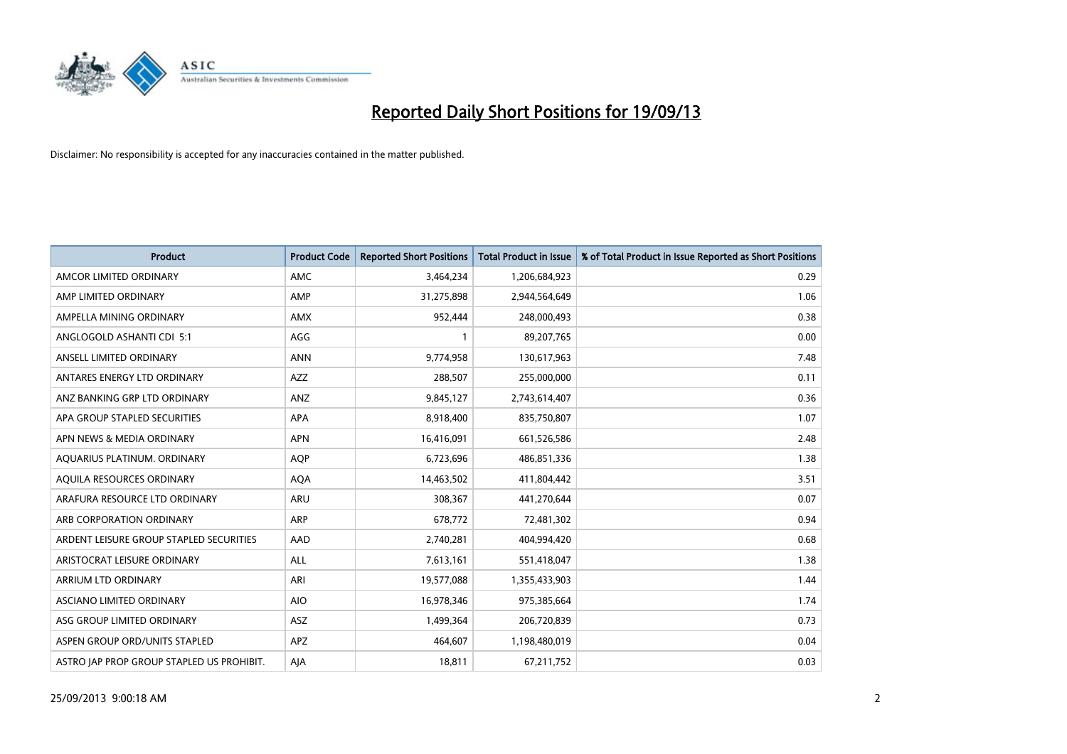# Reported Daily Short Positions for 19/09/13

Disclaimer: No responsibility is accepted for any inaccuracies contained in the matter published.

| Product | Product Code | Reported Short Positions | Total Product in Issue | % of Total Product in Issue Reported as Short Positions |
|---|---|---|---|---|
| AMCOR LIMITED ORDINARY | AMC | 3,464,234 | 1,206,684,923 | 0.29 |
| AMP LIMITED ORDINARY | AMP | 31,275,898 | 2,944,564,649 | 1.06 |
| AMPELLA MINING ORDINARY | AMX | 952,444 | 248,000,493 | 0.38 |
| ANGLOGOLD ASHANTI CDI 5:1 | AGG | 1 | 89,207,765 | 0.00 |
| ANSELL LIMITED ORDINARY | ANN | 9,774,958 | 130,617,963 | 7.48 |
| ANTARES ENERGY LTD ORDINARY | AZZ | 288,507 | 255,000,000 | 0.11 |
| ANZ BANKING GRP LTD ORDINARY | ANZ | 9,845,127 | 2,743,614,407 | 0.36 |
| APA GROUP STAPLED SECURITIES | APA | 8,918,400 | 835,750,807 | 1.07 |
| APN NEWS & MEDIA ORDINARY | APN | 16,416,091 | 661,526,586 | 2.48 |
| AQUARIUS PLATINUM. ORDINARY | AQP | 6,723,696 | 486,851,336 | 1.38 |
| AQUILA RESOURCES ORDINARY | AQA | 14,463,502 | 411,804,442 | 3.51 |
| ARAFURA RESOURCE LTD ORDINARY | ARU | 308,367 | 441,270,644 | 0.07 |
| ARB CORPORATION ORDINARY | ARP | 678,772 | 72,481,302 | 0.94 |
| ARDENT LEISURE GROUP STAPLED SECURITIES | AAD | 2,740,281 | 404,994,420 | 0.68 |
| ARISTOCRAT LEISURE ORDINARY | ALL | 7,613,161 | 551,418,047 | 1.38 |
| ARRIUM LTD ORDINARY | ARI | 19,577,088 | 1,355,433,903 | 1.44 |
| ASCIANO LIMITED ORDINARY | AIO | 16,978,346 | 975,385,664 | 1.74 |
| ASG GROUP LIMITED ORDINARY | ASZ | 1,499,364 | 206,720,839 | 0.73 |
| ASPEN GROUP ORD/UNITS STAPLED | APZ | 464,607 | 1,198,480,019 | 0.04 |
| ASTRO JAP PROP GROUP STAPLED US PROHIBIT. | AJA | 18,811 | 67,211,752 | 0.03 |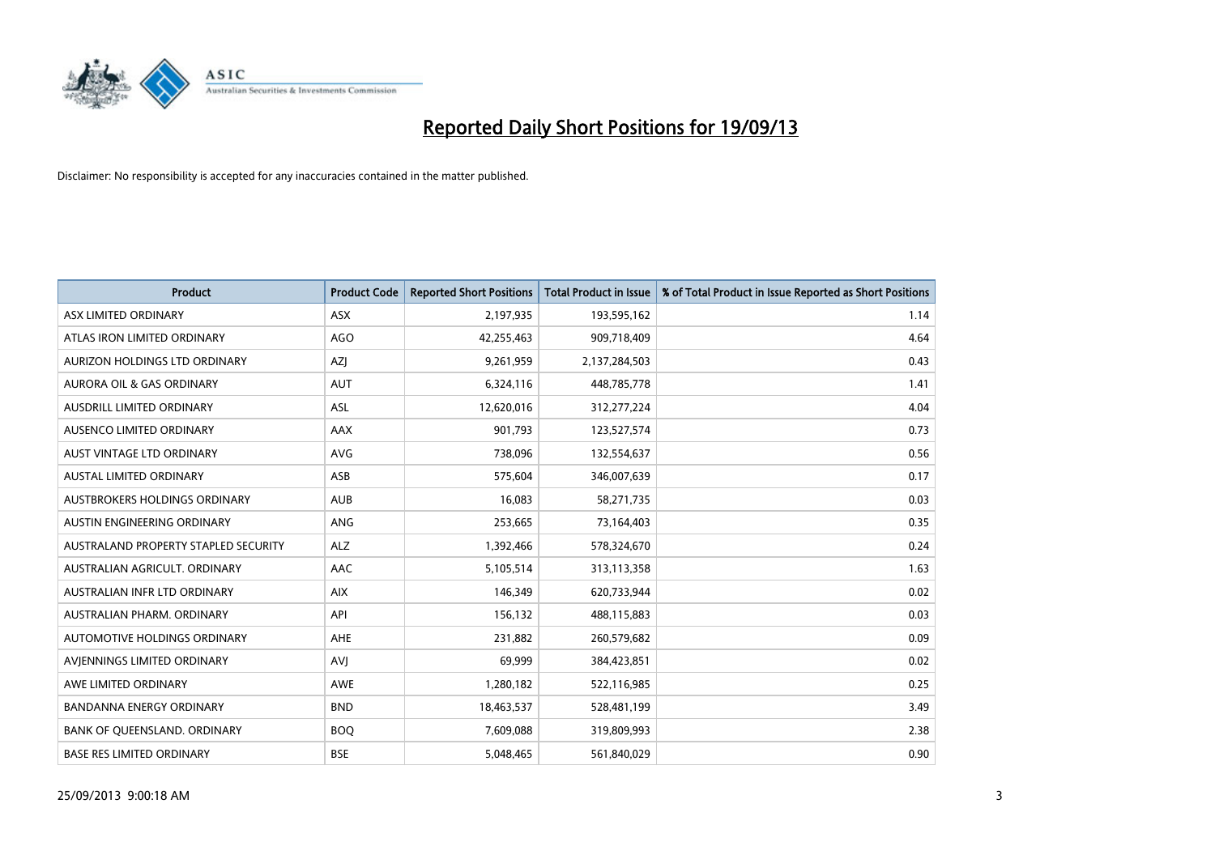# Reported Daily Short Positions for 19/09/13

Disclaimer: No responsibility is accepted for any inaccuracies contained in the matter published.

| Product | Product Code | Reported Short Positions | Total Product in Issue | % of Total Product in Issue Reported as Short Positions |
|---|---|---|---|---|
| ASX LIMITED ORDINARY | ASX | 2,197,935 | 193,595,162 | 1.14 |
| ATLAS IRON LIMITED ORDINARY | AGO | 42,255,463 | 909,718,409 | 4.64 |
| AURIZON HOLDINGS LTD ORDINARY | AZJ | 9,261,959 | 2,137,284,503 | 0.43 |
| AURORA OIL & GAS ORDINARY | AUT | 6,324,116 | 448,785,778 | 1.41 |
| AUSDRILL LIMITED ORDINARY | ASL | 12,620,016 | 312,277,224 | 4.04 |
| AUSENCO LIMITED ORDINARY | AAX | 901,793 | 123,527,574 | 0.73 |
| AUST VINTAGE LTD ORDINARY | AVG | 738,096 | 132,554,637 | 0.56 |
| AUSTAL LIMITED ORDINARY | ASB | 575,604 | 346,007,639 | 0.17 |
| AUSTBROKERS HOLDINGS ORDINARY | AUB | 16,083 | 58,271,735 | 0.03 |
| AUSTIN ENGINEERING ORDINARY | ANG | 253,665 | 73,164,403 | 0.35 |
| AUSTRALAND PROPERTY STAPLED SECURITY | ALZ | 1,392,466 | 578,324,670 | 0.24 |
| AUSTRALIAN AGRICULT. ORDINARY | AAC | 5,105,514 | 313,113,358 | 1.63 |
| AUSTRALIAN INFR LTD ORDINARY | AIX | 146,349 | 620,733,944 | 0.02 |
| AUSTRALIAN PHARM. ORDINARY | API | 156,132 | 488,115,883 | 0.03 |
| AUTOMOTIVE HOLDINGS ORDINARY | AHE | 231,882 | 260,579,682 | 0.09 |
| AVJENNINGS LIMITED ORDINARY | AVJ | 69,999 | 384,423,851 | 0.02 |
| AWE LIMITED ORDINARY | AWE | 1,280,182 | 522,116,985 | 0.25 |
| BANDANNA ENERGY ORDINARY | BND | 18,463,537 | 528,481,199 | 3.49 |
| BANK OF QUEENSLAND. ORDINARY | BOQ | 7,609,088 | 319,809,993 | 2.38 |
| BASE RES LIMITED ORDINARY | BSE | 5,048,465 | 561,840,029 | 0.90 |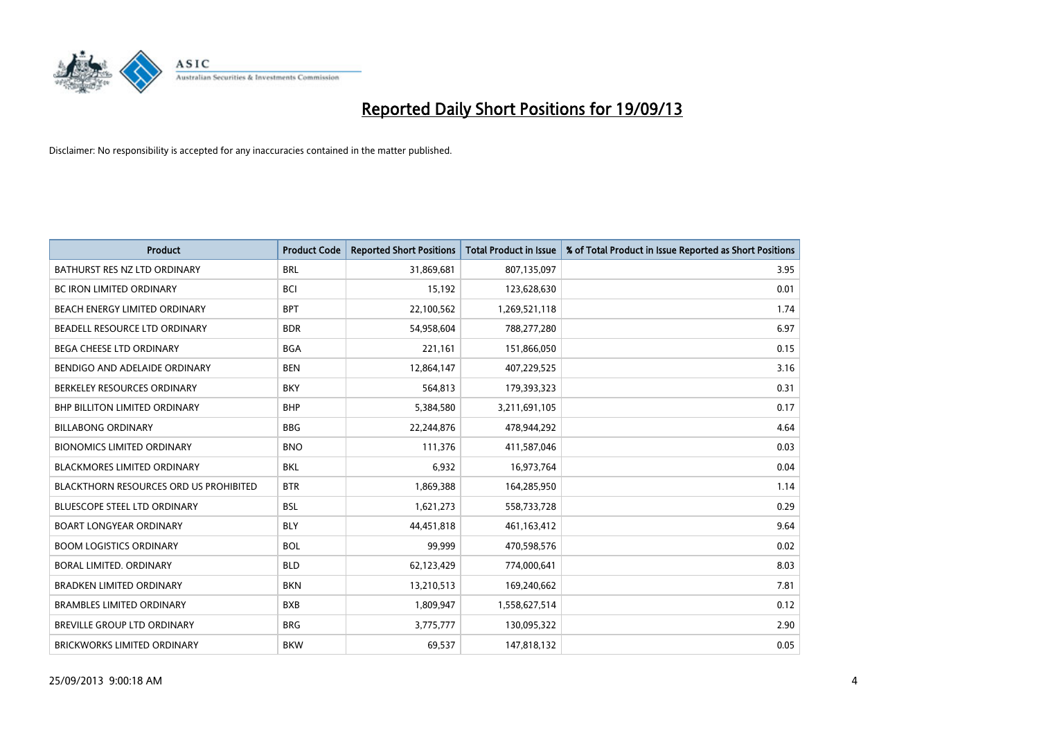# Reported Daily Short Positions for 19/09/13

Disclaimer: No responsibility is accepted for any inaccuracies contained in the matter published.

| Product | Product Code | Reported Short Positions | Total Product in Issue | % of Total Product in Issue Reported as Short Positions |
|---|---|---|---|---|
| BATHURST RES NZ LTD ORDINARY | BRL | 31,869,681 | 807,135,097 | 3.95 |
| BC IRON LIMITED ORDINARY | BCI | 15,192 | 123,628,630 | 0.01 |
| BEACH ENERGY LIMITED ORDINARY | BPT | 22,100,562 | 1,269,521,118 | 1.74 |
| BEADELL RESOURCE LTD ORDINARY | BDR | 54,958,604 | 788,277,280 | 6.97 |
| BEGA CHEESE LTD ORDINARY | BGA | 221,161 | 151,866,050 | 0.15 |
| BENDIGO AND ADELAIDE ORDINARY | BEN | 12,864,147 | 407,229,525 | 3.16 |
| BERKELEY RESOURCES ORDINARY | BKY | 564,813 | 179,393,323 | 0.31 |
| BHP BILLITON LIMITED ORDINARY | BHP | 5,384,580 | 3,211,691,105 | 0.17 |
| BILLABONG ORDINARY | BBG | 22,244,876 | 478,944,292 | 4.64 |
| BIONOMICS LIMITED ORDINARY | BNO | 111,376 | 411,587,046 | 0.03 |
| BLACKMORES LIMITED ORDINARY | BKL | 6,932 | 16,973,764 | 0.04 |
| BLACKTHORN RESOURCES ORD US PROHIBITED | BTR | 1,869,388 | 164,285,950 | 1.14 |
| BLUESCOPE STEEL LTD ORDINARY | BSL | 1,621,273 | 558,733,728 | 0.29 |
| BOART LONGYEAR ORDINARY | BLY | 44,451,818 | 461,163,412 | 9.64 |
| BOOM LOGISTICS ORDINARY | BOL | 99,999 | 470,598,576 | 0.02 |
| BORAL LIMITED. ORDINARY | BLD | 62,123,429 | 774,000,641 | 8.03 |
| BRADKEN LIMITED ORDINARY | BKN | 13,210,513 | 169,240,662 | 7.81 |
| BRAMBLES LIMITED ORDINARY | BXB | 1,809,947 | 1,558,627,514 | 0.12 |
| BREVILLE GROUP LTD ORDINARY | BRG | 3,775,777 | 130,095,322 | 2.90 |
| BRICKWORKS LIMITED ORDINARY | BKW | 69,537 | 147,818,132 | 0.05 |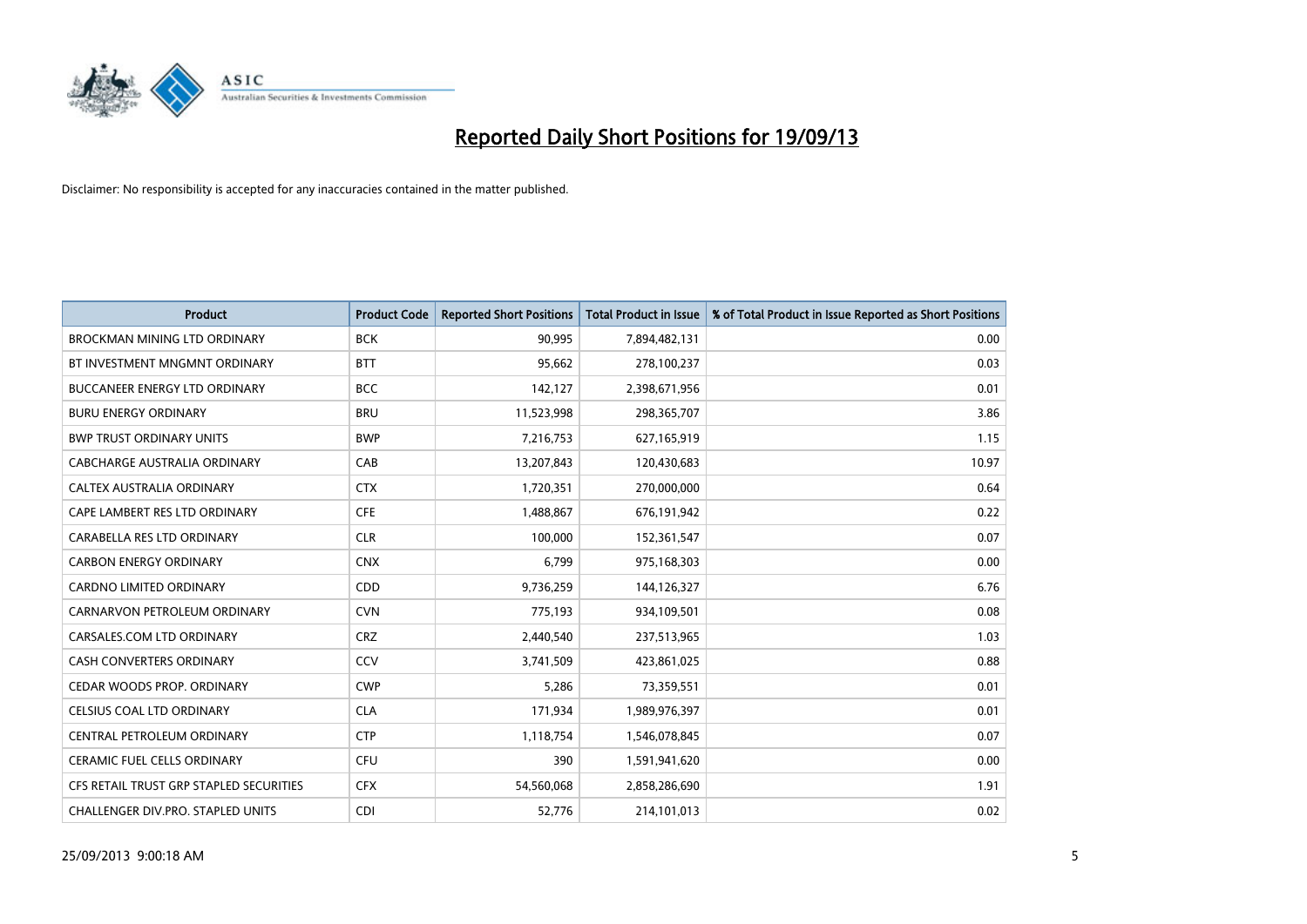# Reported Daily Short Positions for 19/09/13

Disclaimer: No responsibility is accepted for any inaccuracies contained in the matter published.

| Product | Product Code | Reported Short Positions | Total Product in Issue | % of Total Product in Issue Reported as Short Positions |
|---|---|---|---|---|
| BROCKMAN MINING LTD ORDINARY | BCK | 90,995 | 7,894,482,131 | 0.00 |
| BT INVESTMENT MNGMNT ORDINARY | BTT | 95,662 | 278,100,237 | 0.03 |
| BUCCANEER ENERGY LTD ORDINARY | BCC | 142,127 | 2,398,671,956 | 0.01 |
| BURU ENERGY ORDINARY | BRU | 11,523,998 | 298,365,707 | 3.86 |
| BWP TRUST ORDINARY UNITS | BWP | 7,216,753 | 627,165,919 | 1.15 |
| CABCHARGE AUSTRALIA ORDINARY | CAB | 13,207,843 | 120,430,683 | 10.97 |
| CALTEX AUSTRALIA ORDINARY | CTX | 1,720,351 | 270,000,000 | 0.64 |
| CAPE LAMBERT RES LTD ORDINARY | CFE | 1,488,867 | 676,191,942 | 0.22 |
| CARABELLA RES LTD ORDINARY | CLR | 100,000 | 152,361,547 | 0.07 |
| CARBON ENERGY ORDINARY | CNX | 6,799 | 975,168,303 | 0.00 |
| CARDNO LIMITED ORDINARY | CDD | 9,736,259 | 144,126,327 | 6.76 |
| CARNARVON PETROLEUM ORDINARY | CVN | 775,193 | 934,109,501 | 0.08 |
| CARSALES.COM LTD ORDINARY | CRZ | 2,440,540 | 237,513,965 | 1.03 |
| CASH CONVERTERS ORDINARY | CCV | 3,741,509 | 423,861,025 | 0.88 |
| CEDAR WOODS PROP. ORDINARY | CWP | 5,286 | 73,359,551 | 0.01 |
| CELSIUS COAL LTD ORDINARY | CLA | 171,934 | 1,989,976,397 | 0.01 |
| CENTRAL PETROLEUM ORDINARY | CTP | 1,118,754 | 1,546,078,845 | 0.07 |
| CERAMIC FUEL CELLS ORDINARY | CFU | 390 | 1,591,941,620 | 0.00 |
| CFS RETAIL TRUST GRP STAPLED SECURITIES | CFX | 54,560,068 | 2,858,286,690 | 1.91 |
| CHALLENGER DIV.PRO. STAPLED UNITS | CDI | 52,776 | 214,101,013 | 0.02 |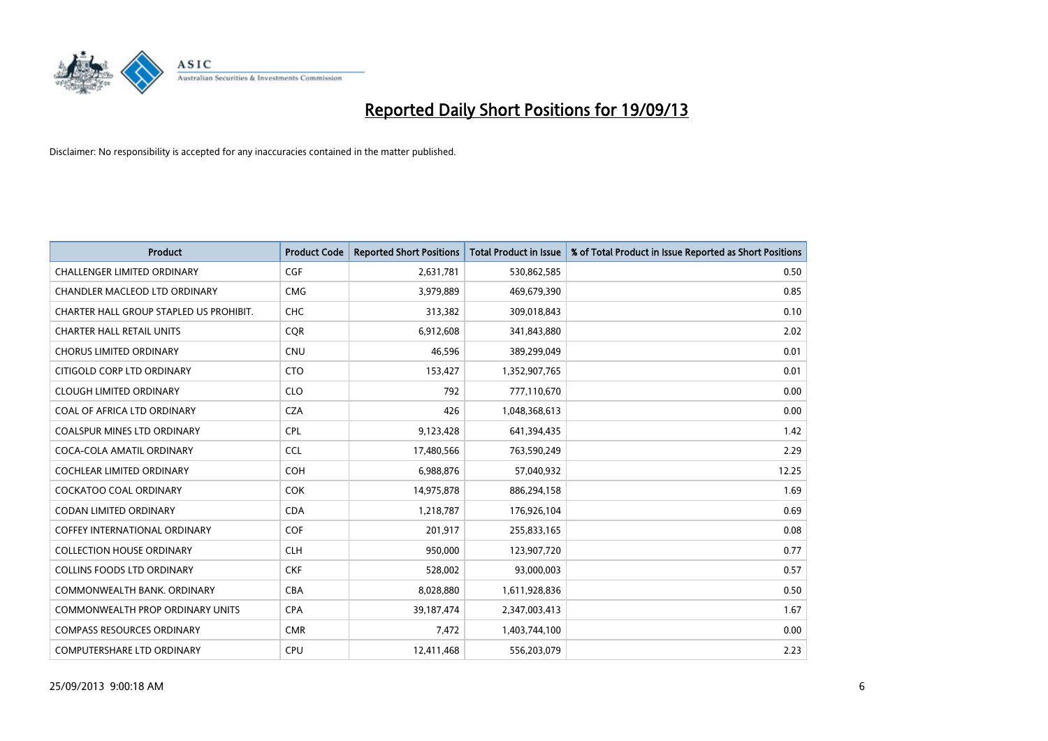# Reported Daily Short Positions for 19/09/13

Disclaimer: No responsibility is accepted for any inaccuracies contained in the matter published.

| Product | Product Code | Reported Short Positions | Total Product in Issue | % of Total Product in Issue Reported as Short Positions |
|---|---|---|---|---|
| CHALLENGER LIMITED ORDINARY | CGF | 2,631,781 | 530,862,585 | 0.50 |
| CHANDLER MACLEOD LTD ORDINARY | CMG | 3,979,889 | 469,679,390 | 0.85 |
| CHARTER HALL GROUP STAPLED US PROHIBIT. | CHC | 313,382 | 309,018,843 | 0.10 |
| CHARTER HALL RETAIL UNITS | CQR | 6,912,608 | 341,843,880 | 2.02 |
| CHORUS LIMITED ORDINARY | CNU | 46,596 | 389,299,049 | 0.01 |
| CITIGOLD CORP LTD ORDINARY | CTO | 153,427 | 1,352,907,765 | 0.01 |
| CLOUGH LIMITED ORDINARY | CLO | 792 | 777,110,670 | 0.00 |
| COAL OF AFRICA LTD ORDINARY | CZA | 426 | 1,048,368,613 | 0.00 |
| COALSPUR MINES LTD ORDINARY | CPL | 9,123,428 | 641,394,435 | 1.42 |
| COCA-COLA AMATIL ORDINARY | CCL | 17,480,566 | 763,590,249 | 2.29 |
| COCHLEAR LIMITED ORDINARY | COH | 6,988,876 | 57,040,932 | 12.25 |
| COCKATOO COAL ORDINARY | COK | 14,975,878 | 886,294,158 | 1.69 |
| CODAN LIMITED ORDINARY | CDA | 1,218,787 | 176,926,104 | 0.69 |
| COFFEY INTERNATIONAL ORDINARY | COF | 201,917 | 255,833,165 | 0.08 |
| COLLECTION HOUSE ORDINARY | CLH | 950,000 | 123,907,720 | 0.77 |
| COLLINS FOODS LTD ORDINARY | CKF | 528,002 | 93,000,003 | 0.57 |
| COMMONWEALTH BANK. ORDINARY | CBA | 8,028,880 | 1,611,928,836 | 0.50 |
| COMMONWEALTH PROP ORDINARY UNITS | CPA | 39,187,474 | 2,347,003,413 | 1.67 |
| COMPASS RESOURCES ORDINARY | CMR | 7,472 | 1,403,744,100 | 0.00 |
| COMPUTERSHARE LTD ORDINARY | CPU | 12,411,468 | 556,203,079 | 2.23 |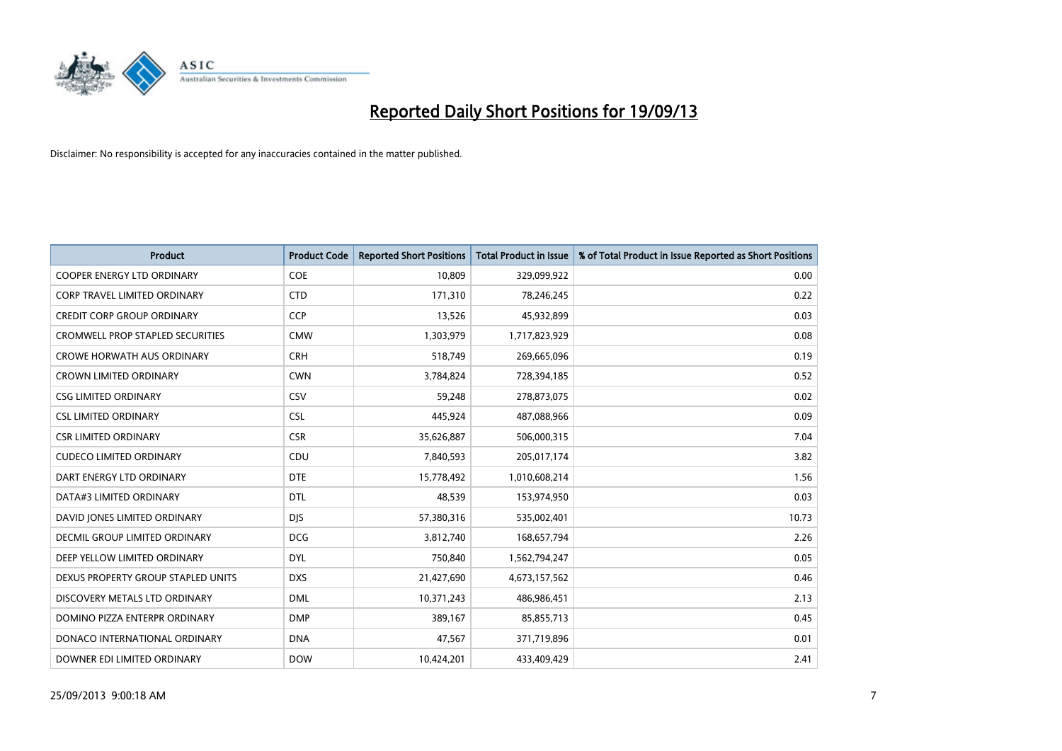# Reported Daily Short Positions for 19/09/13

Disclaimer: No responsibility is accepted for any inaccuracies contained in the matter published.

| Product | Product Code | Reported Short Positions | Total Product in Issue | % of Total Product in Issue Reported as Short Positions |
|---|---|---|---|---|
| COOPER ENERGY LTD ORDINARY | COE | 10,809 | 329,099,922 | 0.00 |
| CORP TRAVEL LIMITED ORDINARY | CTD | 171,310 | 78,246,245 | 0.22 |
| CREDIT CORP GROUP ORDINARY | CCP | 13,526 | 45,932,899 | 0.03 |
| CROMWELL PROP STAPLED SECURITIES | CMW | 1,303,979 | 1,717,823,929 | 0.08 |
| CROWE HORWATH AUS ORDINARY | CRH | 518,749 | 269,665,096 | 0.19 |
| CROWN LIMITED ORDINARY | CWN | 3,784,824 | 728,394,185 | 0.52 |
| CSG LIMITED ORDINARY | CSV | 59,248 | 278,873,075 | 0.02 |
| CSL LIMITED ORDINARY | CSL | 445,924 | 487,088,966 | 0.09 |
| CSR LIMITED ORDINARY | CSR | 35,626,887 | 506,000,315 | 7.04 |
| CUDECO LIMITED ORDINARY | CDU | 7,840,593 | 205,017,174 | 3.82 |
| DART ENERGY LTD ORDINARY | DTE | 15,778,492 | 1,010,608,214 | 1.56 |
| DATA#3 LIMITED ORDINARY | DTL | 48,539 | 153,974,950 | 0.03 |
| DAVID JONES LIMITED ORDINARY | DJS | 57,380,316 | 535,002,401 | 10.73 |
| DECMIL GROUP LIMITED ORDINARY | DCG | 3,812,740 | 168,657,794 | 2.26 |
| DEEP YELLOW LIMITED ORDINARY | DYL | 750,840 | 1,562,794,247 | 0.05 |
| DEXUS PROPERTY GROUP STAPLED UNITS | DXS | 21,427,690 | 4,673,157,562 | 0.46 |
| DISCOVERY METALS LTD ORDINARY | DML | 10,371,243 | 486,986,451 | 2.13 |
| DOMINO PIZZA ENTERPR ORDINARY | DMP | 389,167 | 85,855,713 | 0.45 |
| DONACO INTERNATIONAL ORDINARY | DNA | 47,567 | 371,719,896 | 0.01 |
| DOWNER EDI LIMITED ORDINARY | DOW | 10,424,201 | 433,409,429 | 2.41 |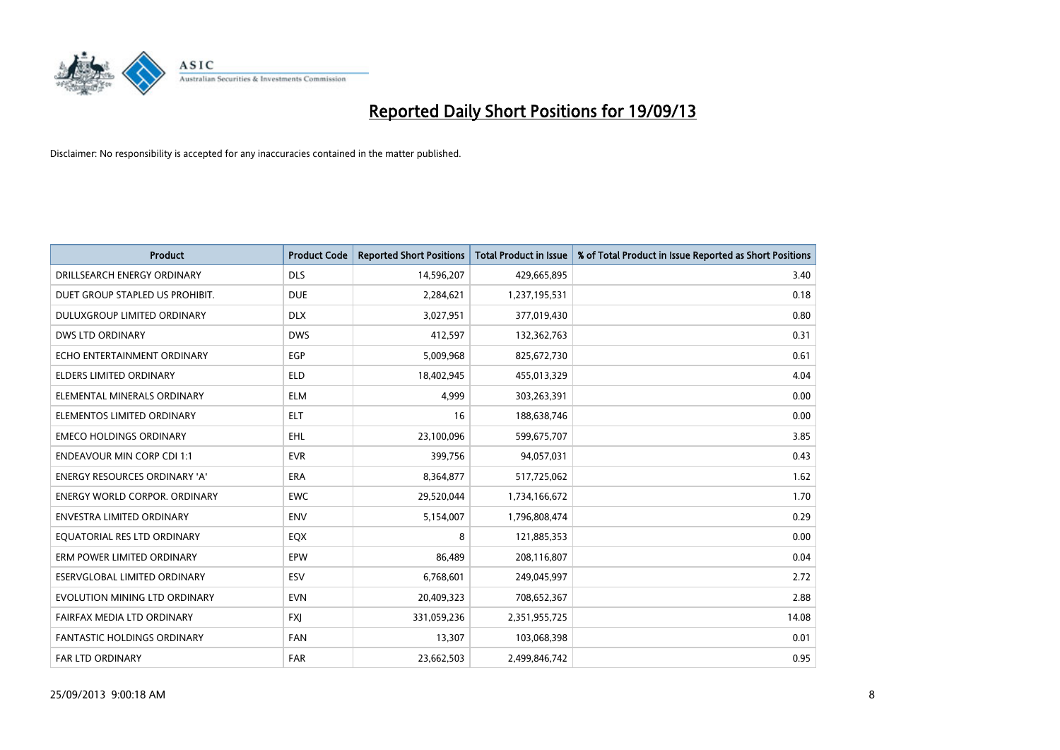# Reported Daily Short Positions for 19/09/13

Disclaimer: No responsibility is accepted for any inaccuracies contained in the matter published.

| Product | Product Code | Reported Short Positions | Total Product in Issue | % of Total Product in Issue Reported as Short Positions |
|---|---|---|---|---|
| DRILLSEARCH ENERGY ORDINARY | DLS | 14,596,207 | 429,665,895 | 3.40 |
| DUET GROUP STAPLED US PROHIBIT. | DUE | 2,284,621 | 1,237,195,531 | 0.18 |
| DULUXGROUP LIMITED ORDINARY | DLX | 3,027,951 | 377,019,430 | 0.80 |
| DWS LTD ORDINARY | DWS | 412,597 | 132,362,763 | 0.31 |
| ECHO ENTERTAINMENT ORDINARY | EGP | 5,009,968 | 825,672,730 | 0.61 |
| ELDERS LIMITED ORDINARY | ELD | 18,402,945 | 455,013,329 | 4.04 |
| ELEMENTAL MINERALS ORDINARY | ELM | 4,999 | 303,263,391 | 0.00 |
| ELEMENTOS LIMITED ORDINARY | ELT | 16 | 188,638,746 | 0.00 |
| EMECO HOLDINGS ORDINARY | EHL | 23,100,096 | 599,675,707 | 3.85 |
| ENDEAVOUR MIN CORP CDI 1:1 | EVR | 399,756 | 94,057,031 | 0.43 |
| ENERGY RESOURCES ORDINARY 'A' | ERA | 8,364,877 | 517,725,062 | 1.62 |
| ENERGY WORLD CORPOR. ORDINARY | EWC | 29,520,044 | 1,734,166,672 | 1.70 |
| ENVESTRA LIMITED ORDINARY | ENV | 5,154,007 | 1,796,808,474 | 0.29 |
| EQUATORIAL RES LTD ORDINARY | EQX | 8 | 121,885,353 | 0.00 |
| ERM POWER LIMITED ORDINARY | EPW | 86,489 | 208,116,807 | 0.04 |
| ESERVGLOBAL LIMITED ORDINARY | ESV | 6,768,601 | 249,045,997 | 2.72 |
| EVOLUTION MINING LTD ORDINARY | EVN | 20,409,323 | 708,652,367 | 2.88 |
| FAIRFAX MEDIA LTD ORDINARY | FXJ | 331,059,236 | 2,351,955,725 | 14.08 |
| FANTASTIC HOLDINGS ORDINARY | FAN | 13,307 | 103,068,398 | 0.01 |
| FAR LTD ORDINARY | FAR | 23,662,503 | 2,499,846,742 | 0.95 |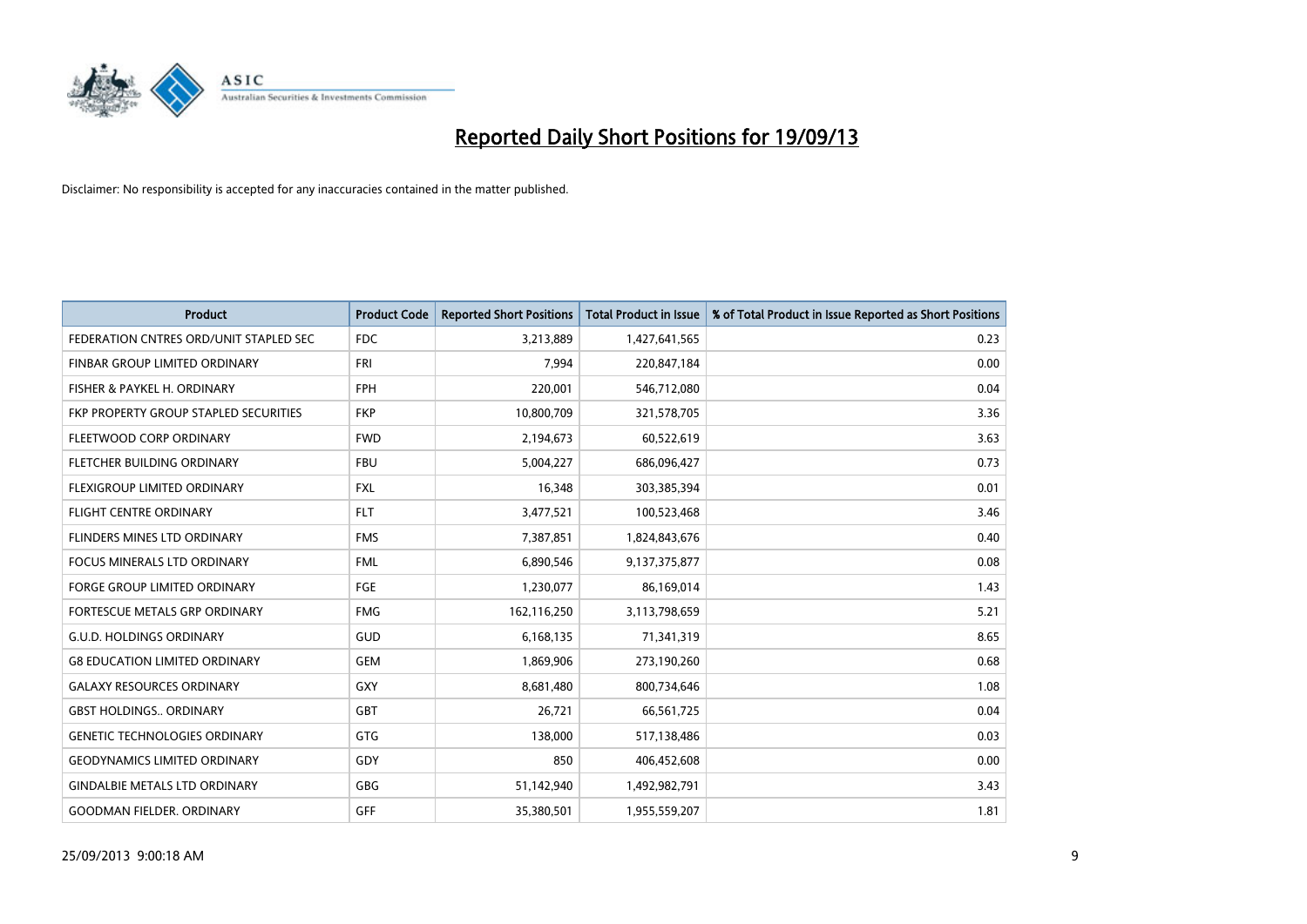# Reported Daily Short Positions for 19/09/13

Disclaimer: No responsibility is accepted for any inaccuracies contained in the matter published.

| Product | Product Code | Reported Short Positions | Total Product in Issue | % of Total Product in Issue Reported as Short Positions |
|---|---|---|---|---|
| FEDERATION CNTRES ORD/UNIT STAPLED SEC | FDC | 3,213,889 | 1,427,641,565 | 0.23 |
| FINBAR GROUP LIMITED ORDINARY | FRI | 7,994 | 220,847,184 | 0.00 |
| FISHER & PAYKEL H. ORDINARY | FPH | 220,001 | 546,712,080 | 0.04 |
| FKP PROPERTY GROUP STAPLED SECURITIES | FKP | 10,800,709 | 321,578,705 | 3.36 |
| FLEETWOOD CORP ORDINARY | FWD | 2,194,673 | 60,522,619 | 3.63 |
| FLETCHER BUILDING ORDINARY | FBU | 5,004,227 | 686,096,427 | 0.73 |
| FLEXIGROUP LIMITED ORDINARY | FXL | 16,348 | 303,385,394 | 0.01 |
| FLIGHT CENTRE ORDINARY | FLT | 3,477,521 | 100,523,468 | 3.46 |
| FLINDERS MINES LTD ORDINARY | FMS | 7,387,851 | 1,824,843,676 | 0.40 |
| FOCUS MINERALS LTD ORDINARY | FML | 6,890,546 | 9,137,375,877 | 0.08 |
| FORGE GROUP LIMITED ORDINARY | FGE | 1,230,077 | 86,169,014 | 1.43 |
| FORTESCUE METALS GRP ORDINARY | FMG | 162,116,250 | 3,113,798,659 | 5.21 |
| G.U.D. HOLDINGS ORDINARY | GUD | 6,168,135 | 71,341,319 | 8.65 |
| G8 EDUCATION LIMITED ORDINARY | GEM | 1,869,906 | 273,190,260 | 0.68 |
| GALAXY RESOURCES ORDINARY | GXY | 8,681,480 | 800,734,646 | 1.08 |
| GBST HOLDINGS.. ORDINARY | GBT | 26,721 | 66,561,725 | 0.04 |
| GENETIC TECHNOLOGIES ORDINARY | GTG | 138,000 | 517,138,486 | 0.03 |
| GEODYNAMICS LIMITED ORDINARY | GDY | 850 | 406,452,608 | 0.00 |
| GINDALBIE METALS LTD ORDINARY | GBG | 51,142,940 | 1,492,982,791 | 3.43 |
| GOODMAN FIELDER. ORDINARY | GFF | 35,380,501 | 1,955,559,207 | 1.81 |

25/09/2013 9:00:18 AM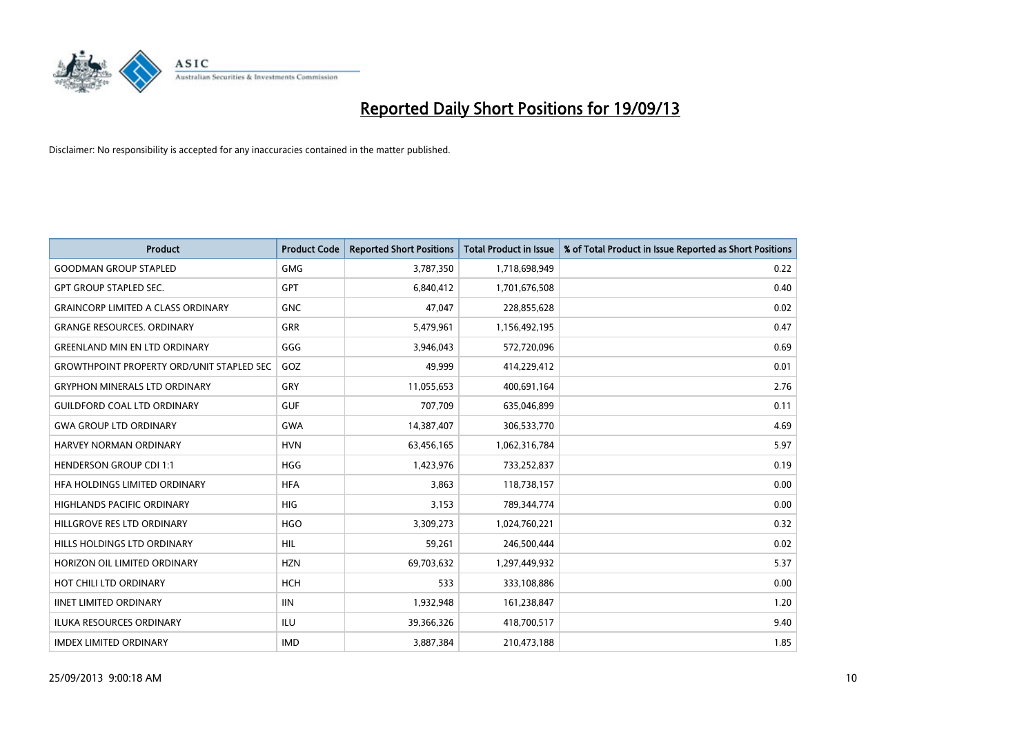# Reported Daily Short Positions for 19/09/13

Disclaimer: No responsibility is accepted for any inaccuracies contained in the matter published.

| Product | Product Code | Reported Short Positions | Total Product in Issue | % of Total Product in Issue Reported as Short Positions |
|---|---|---|---|---|
| GOODMAN GROUP STAPLED | GMG | 3,787,350 | 1,718,698,949 | 0.22 |
| GPT GROUP STAPLED SEC. | GPT | 6,840,412 | 1,701,676,508 | 0.40 |
| GRAINCORP LIMITED A CLASS ORDINARY | GNC | 47,047 | 228,855,628 | 0.02 |
| GRANGE RESOURCES. ORDINARY | GRR | 5,479,961 | 1,156,492,195 | 0.47 |
| GREENLAND MIN EN LTD ORDINARY | GGG | 3,946,043 | 572,720,096 | 0.69 |
| GROWTHPOINT PROPERTY ORD/UNIT STAPLED SEC | GOZ | 49,999 | 414,229,412 | 0.01 |
| GRYPHON MINERALS LTD ORDINARY | GRY | 11,055,653 | 400,691,164 | 2.76 |
| GUILDFORD COAL LTD ORDINARY | GUF | 707,709 | 635,046,899 | 0.11 |
| GWA GROUP LTD ORDINARY | GWA | 14,387,407 | 306,533,770 | 4.69 |
| HARVEY NORMAN ORDINARY | HVN | 63,456,165 | 1,062,316,784 | 5.97 |
| HENDERSON GROUP CDI 1:1 | HGG | 1,423,976 | 733,252,837 | 0.19 |
| HFA HOLDINGS LIMITED ORDINARY | HFA | 3,863 | 118,738,157 | 0.00 |
| HIGHLANDS PACIFIC ORDINARY | HIG | 3,153 | 789,344,774 | 0.00 |
| HILLGROVE RES LTD ORDINARY | HGO | 3,309,273 | 1,024,760,221 | 0.32 |
| HILLS HOLDINGS LTD ORDINARY | HIL | 59,261 | 246,500,444 | 0.02 |
| HORIZON OIL LIMITED ORDINARY | HZN | 69,703,632 | 1,297,449,932 | 5.37 |
| HOT CHILI LTD ORDINARY | HCH | 533 | 333,108,886 | 0.00 |
| IINET LIMITED ORDINARY | IIN | 1,932,948 | 161,238,847 | 1.20 |
| ILUKA RESOURCES ORDINARY | ILU | 39,366,326 | 418,700,517 | 9.40 |
| IMDEX LIMITED ORDINARY | IMD | 3,887,384 | 210,473,188 | 1.85 |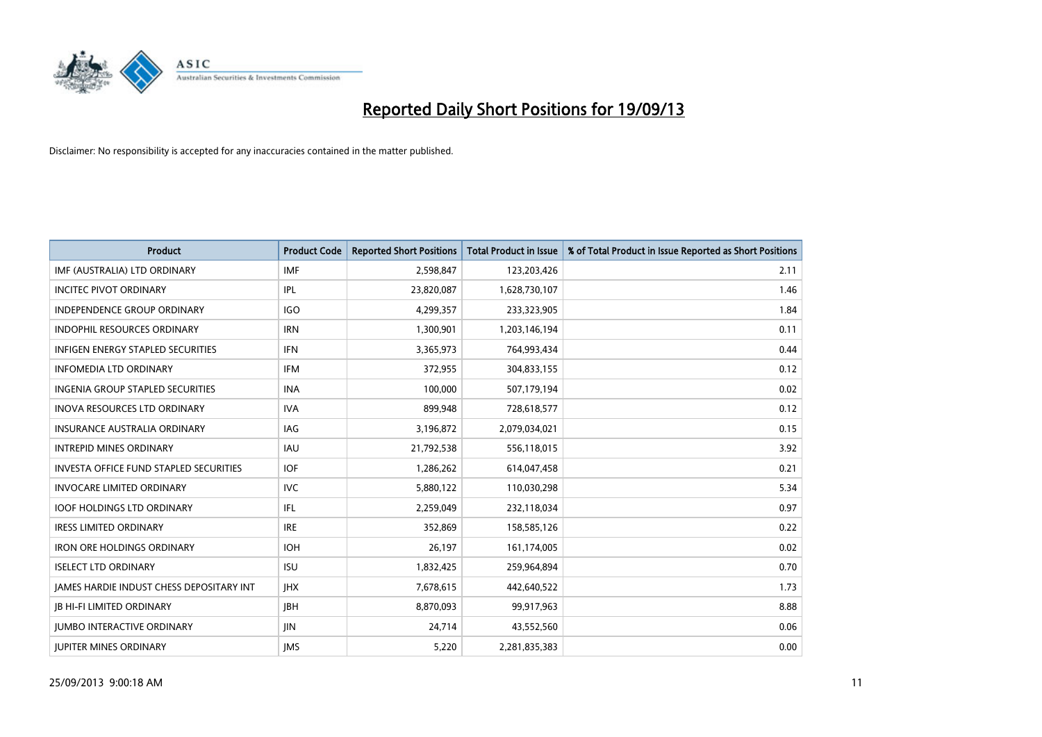# Reported Daily Short Positions for 19/09/13

Disclaimer: No responsibility is accepted for any inaccuracies contained in the matter published.

| Product | Product Code | Reported Short Positions | Total Product in Issue | % of Total Product in Issue Reported as Short Positions |
|---|---|---|---|---|
| IMF (AUSTRALIA) LTD ORDINARY | IMF | 2,598,847 | 123,203,426 | 2.11 |
| INCITEC PIVOT ORDINARY | IPL | 23,820,087 | 1,628,730,107 | 1.46 |
| INDEPENDENCE GROUP ORDINARY | IGO | 4,299,357 | 233,323,905 | 1.84 |
| INDOPHIL RESOURCES ORDINARY | IRN | 1,300,901 | 1,203,146,194 | 0.11 |
| INFIGEN ENERGY STAPLED SECURITIES | IFN | 3,365,973 | 764,993,434 | 0.44 |
| INFOMEDIA LTD ORDINARY | IFM | 372,955 | 304,833,155 | 0.12 |
| INGENIA GROUP STAPLED SECURITIES | INA | 100,000 | 507,179,194 | 0.02 |
| INOVA RESOURCES LTD ORDINARY | IVA | 899,948 | 728,618,577 | 0.12 |
| INSURANCE AUSTRALIA ORDINARY | IAG | 3,196,872 | 2,079,034,021 | 0.15 |
| INTREPID MINES ORDINARY | IAU | 21,792,538 | 556,118,015 | 3.92 |
| INVESTA OFFICE FUND STAPLED SECURITIES | IOF | 1,286,262 | 614,047,458 | 0.21 |
| INVOCARE LIMITED ORDINARY | IVC | 5,880,122 | 110,030,298 | 5.34 |
| IOOF HOLDINGS LTD ORDINARY | IFL | 2,259,049 | 232,118,034 | 0.97 |
| IRESS LIMITED ORDINARY | IRE | 352,869 | 158,585,126 | 0.22 |
| IRON ORE HOLDINGS ORDINARY | IOH | 26,197 | 161,174,005 | 0.02 |
| ISELECT LTD ORDINARY | ISU | 1,832,425 | 259,964,894 | 0.70 |
| JAMES HARDIE INDUST CHESS DEPOSITARY INT | JHX | 7,678,615 | 442,640,522 | 1.73 |
| JB HI-FI LIMITED ORDINARY | JBH | 8,870,093 | 99,917,963 | 8.88 |
| JUMBO INTERACTIVE ORDINARY | JIN | 24,714 | 43,552,560 | 0.06 |
| JUPITER MINES ORDINARY | JMS | 5,220 | 2,281,835,383 | 0.00 |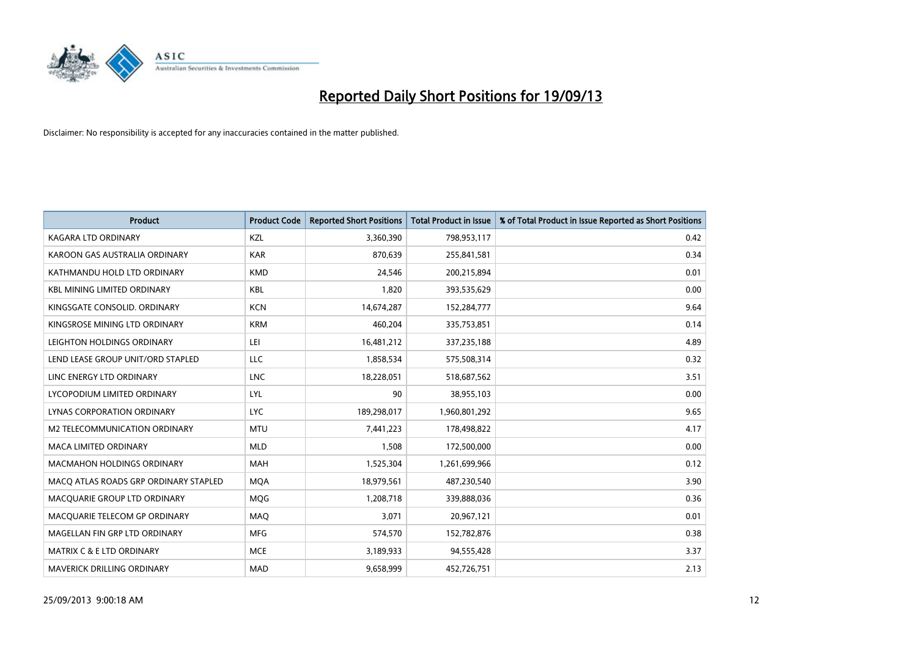# Reported Daily Short Positions for 19/09/13

Disclaimer: No responsibility is accepted for any inaccuracies contained in the matter published.

| Product | Product Code | Reported Short Positions | Total Product in Issue | % of Total Product in Issue Reported as Short Positions |
|---|---|---|---|---|
| KAGARA LTD ORDINARY | KZL | 3,360,390 | 798,953,117 | 0.42 |
| KAROON GAS AUSTRALIA ORDINARY | KAR | 870,639 | 255,841,581 | 0.34 |
| KATHMANDU HOLD LTD ORDINARY | KMD | 24,546 | 200,215,894 | 0.01 |
| KBL MINING LIMITED ORDINARY | KBL | 1,820 | 393,535,629 | 0.00 |
| KINGSGATE CONSOLID. ORDINARY | KCN | 14,674,287 | 152,284,777 | 9.64 |
| KINGSROSE MINING LTD ORDINARY | KRM | 460,204 | 335,753,851 | 0.14 |
| LEIGHTON HOLDINGS ORDINARY | LEI | 16,481,212 | 337,235,188 | 4.89 |
| LEND LEASE GROUP UNIT/ORD STAPLED | LLC | 1,858,534 | 575,508,314 | 0.32 |
| LINC ENERGY LTD ORDINARY | LNC | 18,228,051 | 518,687,562 | 3.51 |
| LYCOPODIUM LIMITED ORDINARY | LYL | 90 | 38,955,103 | 0.00 |
| LYNAS CORPORATION ORDINARY | LYC | 189,298,017 | 1,960,801,292 | 9.65 |
| M2 TELECOMMUNICATION ORDINARY | MTU | 7,441,223 | 178,498,822 | 4.17 |
| MACA LIMITED ORDINARY | MLD | 1,508 | 172,500,000 | 0.00 |
| MACMAHON HOLDINGS ORDINARY | MAH | 1,525,304 | 1,261,699,966 | 0.12 |
| MACQ ATLAS ROADS GRP ORDINARY STAPLED | MQA | 18,979,561 | 487,230,540 | 3.90 |
| MACQUARIE GROUP LTD ORDINARY | MQG | 1,208,718 | 339,888,036 | 0.36 |
| MACQUARIE TELECOM GP ORDINARY | MAQ | 3,071 | 20,967,121 | 0.01 |
| MAGELLAN FIN GRP LTD ORDINARY | MFG | 574,570 | 152,782,876 | 0.38 |
| MATRIX C & E LTD ORDINARY | MCE | 3,189,933 | 94,555,428 | 3.37 |
| MAVERICK DRILLING ORDINARY | MAD | 9,658,999 | 452,726,751 | 2.13 |

25/09/2013 9:00:18 AM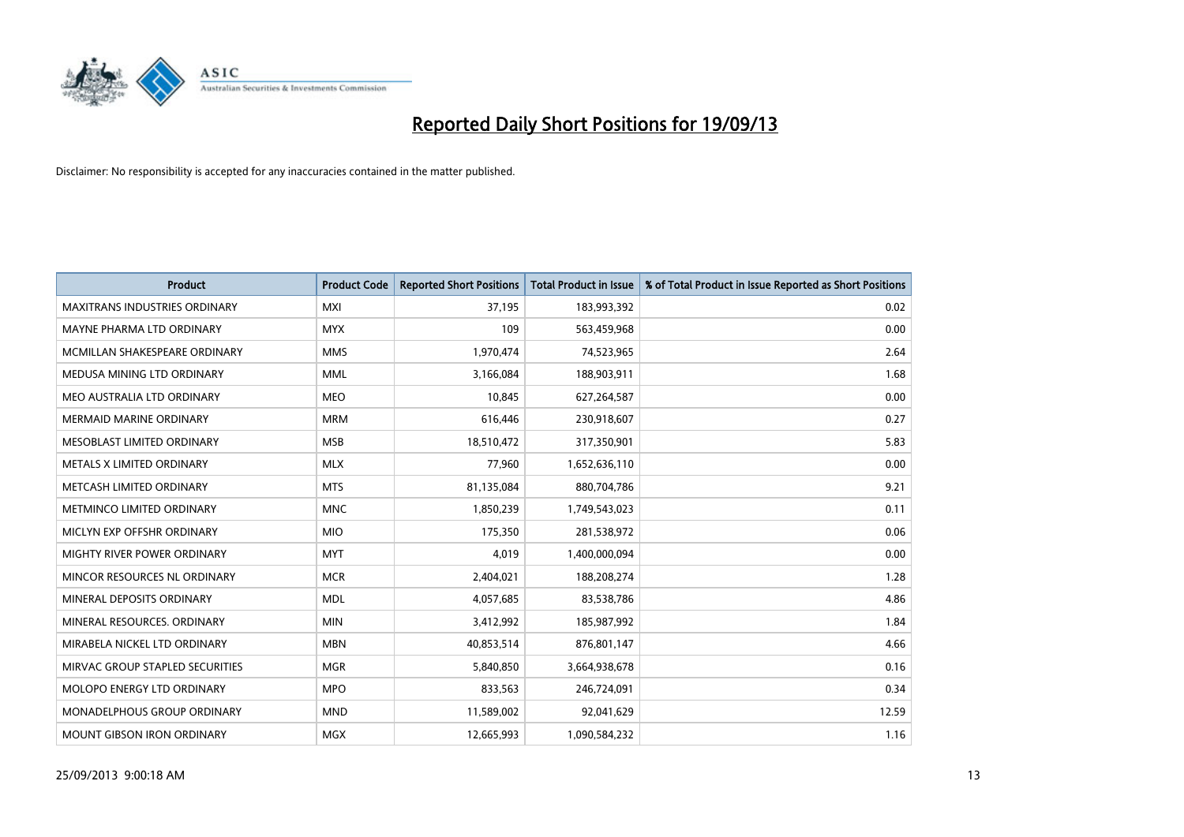# Reported Daily Short Positions for 19/09/13

Disclaimer: No responsibility is accepted for any inaccuracies contained in the matter published.

| Product | Product Code | Reported Short Positions | Total Product in Issue | % of Total Product in Issue Reported as Short Positions |
|---|---|---|---|---|
| MAXITRANS INDUSTRIES ORDINARY | MXI | 37,195 | 183,993,392 | 0.02 |
| MAYNE PHARMA LTD ORDINARY | MYX | 109 | 563,459,968 | 0.00 |
| MCMILLAN SHAKESPEARE ORDINARY | MMS | 1,970,474 | 74,523,965 | 2.64 |
| MEDUSA MINING LTD ORDINARY | MML | 3,166,084 | 188,903,911 | 1.68 |
| MEO AUSTRALIA LTD ORDINARY | MEO | 10,845 | 627,264,587 | 0.00 |
| MERMAID MARINE ORDINARY | MRM | 616,446 | 230,918,607 | 0.27 |
| MESOBLAST LIMITED ORDINARY | MSB | 18,510,472 | 317,350,901 | 5.83 |
| METALS X LIMITED ORDINARY | MLX | 77,960 | 1,652,636,110 | 0.00 |
| METCASH LIMITED ORDINARY | MTS | 81,135,084 | 880,704,786 | 9.21 |
| METMINCO LIMITED ORDINARY | MNC | 1,850,239 | 1,749,543,023 | 0.11 |
| MICLYN EXP OFFSHR ORDINARY | MIO | 175,350 | 281,538,972 | 0.06 |
| MIGHTY RIVER POWER ORDINARY | MYT | 4,019 | 1,400,000,094 | 0.00 |
| MINCOR RESOURCES NL ORDINARY | MCR | 2,404,021 | 188,208,274 | 1.28 |
| MINERAL DEPOSITS ORDINARY | MDL | 4,057,685 | 83,538,786 | 4.86 |
| MINERAL RESOURCES. ORDINARY | MIN | 3,412,992 | 185,987,992 | 1.84 |
| MIRABELA NICKEL LTD ORDINARY | MBN | 40,853,514 | 876,801,147 | 4.66 |
| MIRVAC GROUP STAPLED SECURITIES | MGR | 5,840,850 | 3,664,938,678 | 0.16 |
| MOLOPO ENERGY LTD ORDINARY | MPO | 833,563 | 246,724,091 | 0.34 |
| MONADELPHOUS GROUP ORDINARY | MND | 11,589,002 | 92,041,629 | 12.59 |
| MOUNT GIBSON IRON ORDINARY | MGX | 12,665,993 | 1,090,584,232 | 1.16 |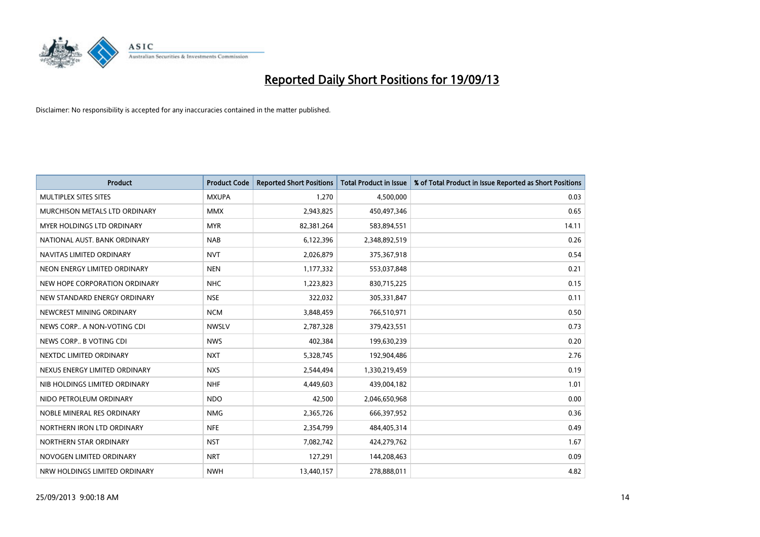# Reported Daily Short Positions for 19/09/13

Disclaimer: No responsibility is accepted for any inaccuracies contained in the matter published.

| Product | Product Code | Reported Short Positions | Total Product in Issue | % of Total Product in Issue Reported as Short Positions |
|---|---|---|---|---|
| MULTIPLEX SITES SITES | MXUPA | 1,270 | 4,500,000 | 0.03 |
| MURCHISON METALS LTD ORDINARY | MMX | 2,943,825 | 450,497,346 | 0.65 |
| MYER HOLDINGS LTD ORDINARY | MYR | 82,381,264 | 583,894,551 | 14.11 |
| NATIONAL AUST. BANK ORDINARY | NAB | 6,122,396 | 2,348,892,519 | 0.26 |
| NAVITAS LIMITED ORDINARY | NVT | 2,026,879 | 375,367,918 | 0.54 |
| NEON ENERGY LIMITED ORDINARY | NEN | 1,177,332 | 553,037,848 | 0.21 |
| NEW HOPE CORPORATION ORDINARY | NHC | 1,223,823 | 830,715,225 | 0.15 |
| NEW STANDARD ENERGY ORDINARY | NSE | 322,032 | 305,331,847 | 0.11 |
| NEWCREST MINING ORDINARY | NCM | 3,848,459 | 766,510,971 | 0.50 |
| NEWS CORP.. A NON-VOTING CDI | NWSLV | 2,787,328 | 379,423,551 | 0.73 |
| NEWS CORP.. B VOTING CDI | NWS | 402,384 | 199,630,239 | 0.20 |
| NEXTDC LIMITED ORDINARY | NXT | 5,328,745 | 192,904,486 | 2.76 |
| NEXUS ENERGY LIMITED ORDINARY | NXS | 2,544,494 | 1,330,219,459 | 0.19 |
| NIB HOLDINGS LIMITED ORDINARY | NHF | 4,449,603 | 439,004,182 | 1.01 |
| NIDO PETROLEUM ORDINARY | NDO | 42,500 | 2,046,650,968 | 0.00 |
| NOBLE MINERAL RES ORDINARY | NMG | 2,365,726 | 666,397,952 | 0.36 |
| NORTHERN IRON LTD ORDINARY | NFE | 2,354,799 | 484,405,314 | 0.49 |
| NORTHERN STAR ORDINARY | NST | 7,082,742 | 424,279,762 | 1.67 |
| NOVOGEN LIMITED ORDINARY | NRT | 127,291 | 144,208,463 | 0.09 |
| NRW HOLDINGS LIMITED ORDINARY | NWH | 13,440,157 | 278,888,011 | 4.82 |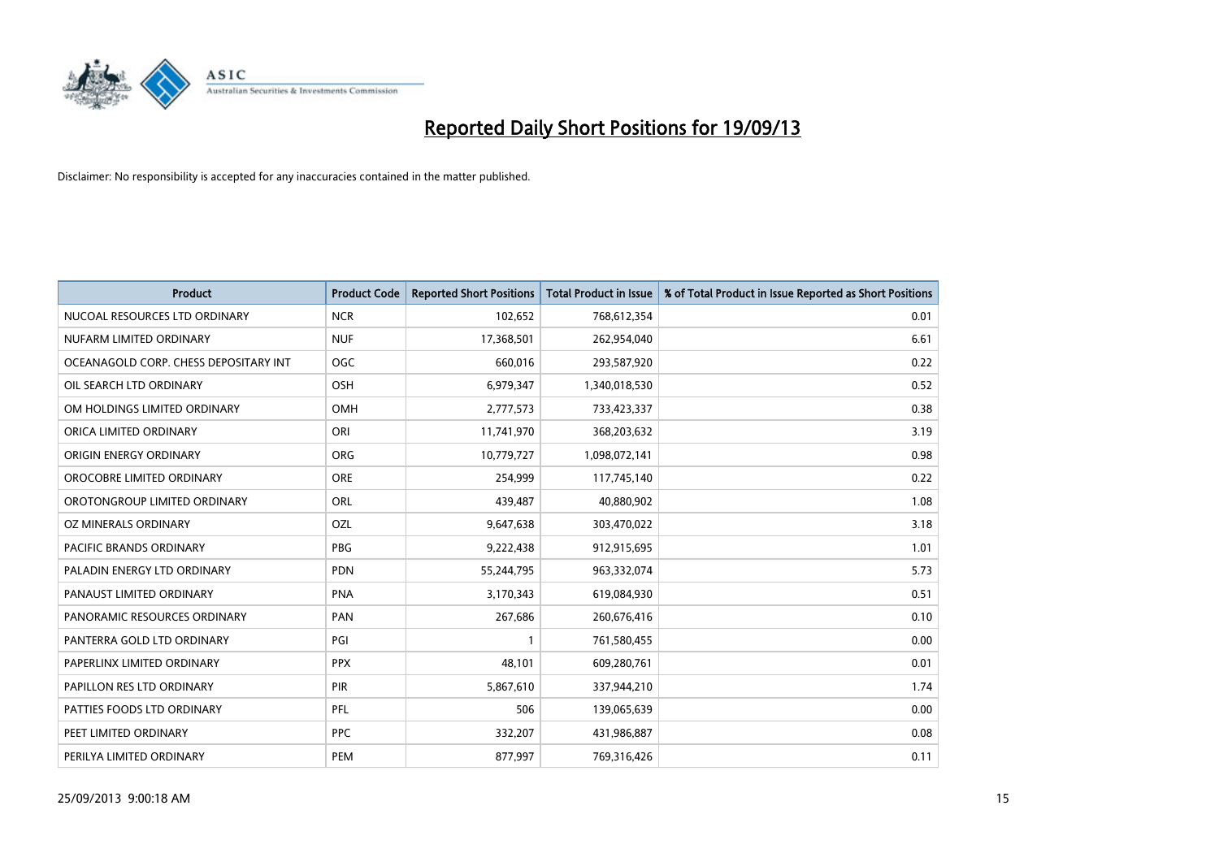# Reported Daily Short Positions for 19/09/13

Disclaimer: No responsibility is accepted for any inaccuracies contained in the matter published.

| Product | Product Code | Reported Short Positions | Total Product in Issue | % of Total Product in Issue Reported as Short Positions |
|---|---|---|---|---|
| NUCOAL RESOURCES LTD ORDINARY | NCR | 102,652 | 768,612,354 | 0.01 |
| NUFARM LIMITED ORDINARY | NUF | 17,368,501 | 262,954,040 | 6.61 |
| OCEANAGOLD CORP. CHESS DEPOSITARY INT | OGC | 660,016 | 293,587,920 | 0.22 |
| OIL SEARCH LTD ORDINARY | OSH | 6,979,347 | 1,340,018,530 | 0.52 |
| OM HOLDINGS LIMITED ORDINARY | OMH | 2,777,573 | 733,423,337 | 0.38 |
| ORICA LIMITED ORDINARY | ORI | 11,741,970 | 368,203,632 | 3.19 |
| ORIGIN ENERGY ORDINARY | ORG | 10,779,727 | 1,098,072,141 | 0.98 |
| OROCOBRE LIMITED ORDINARY | ORE | 254,999 | 117,745,140 | 0.22 |
| OROTONGROUP LIMITED ORDINARY | ORL | 439,487 | 40,880,902 | 1.08 |
| OZ MINERALS ORDINARY | OZL | 9,647,638 | 303,470,022 | 3.18 |
| PACIFIC BRANDS ORDINARY | PBG | 9,222,438 | 912,915,695 | 1.01 |
| PALADIN ENERGY LTD ORDINARY | PDN | 55,244,795 | 963,332,074 | 5.73 |
| PANAUST LIMITED ORDINARY | PNA | 3,170,343 | 619,084,930 | 0.51 |
| PANORAMIC RESOURCES ORDINARY | PAN | 267,686 | 260,676,416 | 0.10 |
| PANTERRA GOLD LTD ORDINARY | PGI | 1 | 761,580,455 | 0.00 |
| PAPERLINX LIMITED ORDINARY | PPX | 48,101 | 609,280,761 | 0.01 |
| PAPILLON RES LTD ORDINARY | PIR | 5,867,610 | 337,944,210 | 1.74 |
| PATTIES FOODS LTD ORDINARY | PFL | 506 | 139,065,639 | 0.00 |
| PEET LIMITED ORDINARY | PPC | 332,207 | 431,986,887 | 0.08 |
| PERILYA LIMITED ORDINARY | PEM | 877,997 | 769,316,426 | 0.11 |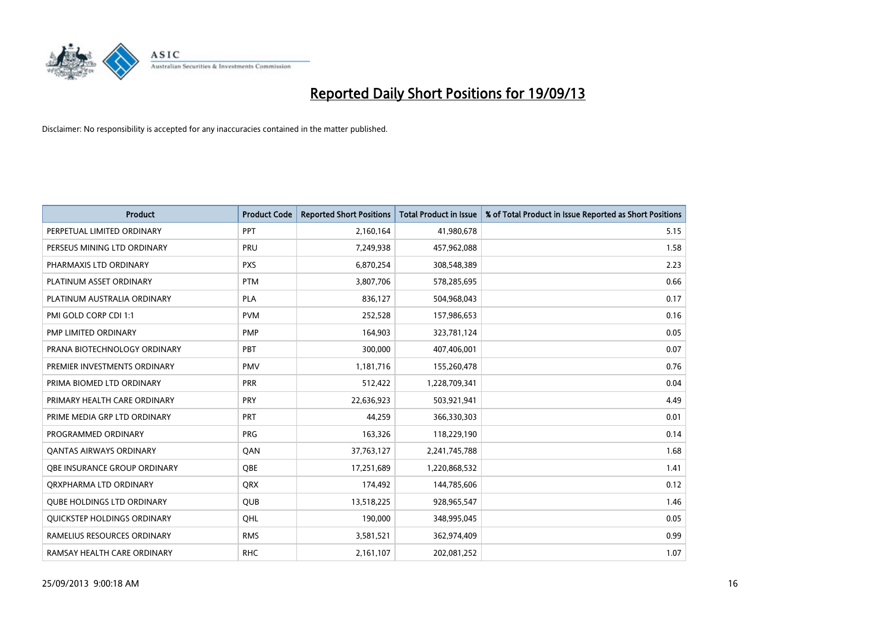# Reported Daily Short Positions for 19/09/13

Disclaimer: No responsibility is accepted for any inaccuracies contained in the matter published.

| Product | Product Code | Reported Short Positions | Total Product in Issue | % of Total Product in Issue Reported as Short Positions |
|---|---|---|---|---|
| PERPETUAL LIMITED ORDINARY | PPT | 2,160,164 | 41,980,678 | 5.15 |
| PERSEUS MINING LTD ORDINARY | PRU | 7,249,938 | 457,962,088 | 1.58 |
| PHARMAXIS LTD ORDINARY | PXS | 6,870,254 | 308,548,389 | 2.23 |
| PLATINUM ASSET ORDINARY | PTM | 3,807,706 | 578,285,695 | 0.66 |
| PLATINUM AUSTRALIA ORDINARY | PLA | 836,127 | 504,968,043 | 0.17 |
| PMI GOLD CORP CDI 1:1 | PVM | 252,528 | 157,986,653 | 0.16 |
| PMP LIMITED ORDINARY | PMP | 164,903 | 323,781,124 | 0.05 |
| PRANA BIOTECHNOLOGY ORDINARY | PBT | 300,000 | 407,406,001 | 0.07 |
| PREMIER INVESTMENTS ORDINARY | PMV | 1,181,716 | 155,260,478 | 0.76 |
| PRIMA BIOMED LTD ORDINARY | PRR | 512,422 | 1,228,709,341 | 0.04 |
| PRIMARY HEALTH CARE ORDINARY | PRY | 22,636,923 | 503,921,941 | 4.49 |
| PRIME MEDIA GRP LTD ORDINARY | PRT | 44,259 | 366,330,303 | 0.01 |
| PROGRAMMED ORDINARY | PRG | 163,326 | 118,229,190 | 0.14 |
| QANTAS AIRWAYS ORDINARY | QAN | 37,763,127 | 2,241,745,788 | 1.68 |
| QBE INSURANCE GROUP ORDINARY | QBE | 17,251,689 | 1,220,868,532 | 1.41 |
| QRXPHARMA LTD ORDINARY | QRX | 174,492 | 144,785,606 | 0.12 |
| QUBE HOLDINGS LTD ORDINARY | QUB | 13,518,225 | 928,965,547 | 1.46 |
| QUICKSTEP HOLDINGS ORDINARY | QHL | 190,000 | 348,995,045 | 0.05 |
| RAMELIUS RESOURCES ORDINARY | RMS | 3,581,521 | 362,974,409 | 0.99 |
| RAMSAY HEALTH CARE ORDINARY | RHC | 2,161,107 | 202,081,252 | 1.07 |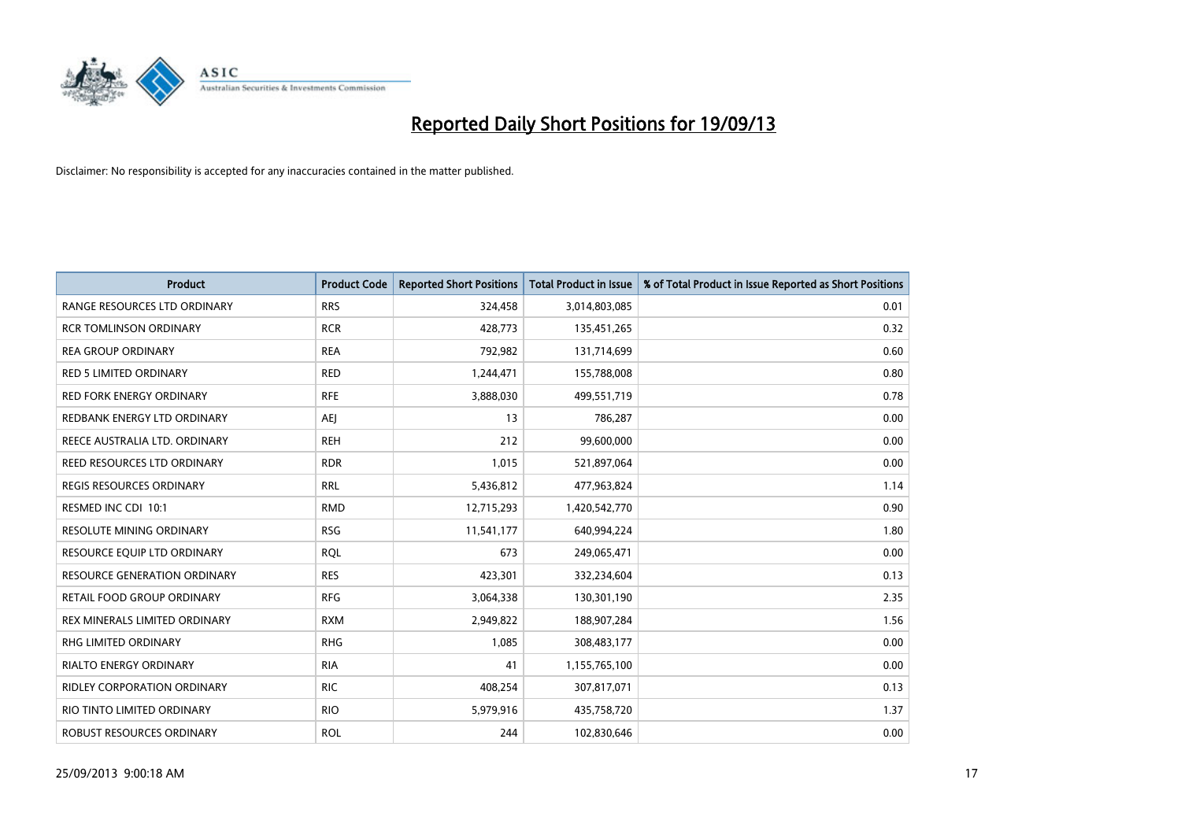# Reported Daily Short Positions for 19/09/13

Disclaimer: No responsibility is accepted for any inaccuracies contained in the matter published.

| Product | Product Code | Reported Short Positions | Total Product in Issue | % of Total Product in Issue Reported as Short Positions |
|---|---|---|---|---|
| RANGE RESOURCES LTD ORDINARY | RRS | 324,458 | 3,014,803,085 | 0.01 |
| RCR TOMLINSON ORDINARY | RCR | 428,773 | 135,451,265 | 0.32 |
| REA GROUP ORDINARY | REA | 792,982 | 131,714,699 | 0.60 |
| RED 5 LIMITED ORDINARY | RED | 1,244,471 | 155,788,008 | 0.80 |
| RED FORK ENERGY ORDINARY | RFE | 3,888,030 | 499,551,719 | 0.78 |
| REDBANK ENERGY LTD ORDINARY | AEJ | 13 | 786,287 | 0.00 |
| REECE AUSTRALIA LTD. ORDINARY | REH | 212 | 99,600,000 | 0.00 |
| REED RESOURCES LTD ORDINARY | RDR | 1,015 | 521,897,064 | 0.00 |
| REGIS RESOURCES ORDINARY | RRL | 5,436,812 | 477,963,824 | 1.14 |
| RESMED INC CDI 10:1 | RMD | 12,715,293 | 1,420,542,770 | 0.90 |
| RESOLUTE MINING ORDINARY | RSG | 11,541,177 | 640,994,224 | 1.80 |
| RESOURCE EQUIP LTD ORDINARY | RQL | 673 | 249,065,471 | 0.00 |
| RESOURCE GENERATION ORDINARY | RES | 423,301 | 332,234,604 | 0.13 |
| RETAIL FOOD GROUP ORDINARY | RFG | 3,064,338 | 130,301,190 | 2.35 |
| REX MINERALS LIMITED ORDINARY | RXM | 2,949,822 | 188,907,284 | 1.56 |
| RHG LIMITED ORDINARY | RHG | 1,085 | 308,483,177 | 0.00 |
| RIALTO ENERGY ORDINARY | RIA | 41 | 1,155,765,100 | 0.00 |
| RIDLEY CORPORATION ORDINARY | RIC | 408,254 | 307,817,071 | 0.13 |
| RIO TINTO LIMITED ORDINARY | RIO | 5,979,916 | 435,758,720 | 1.37 |
| ROBUST RESOURCES ORDINARY | ROL | 244 | 102,830,646 | 0.00 |

25/09/2013 9:00:18 AM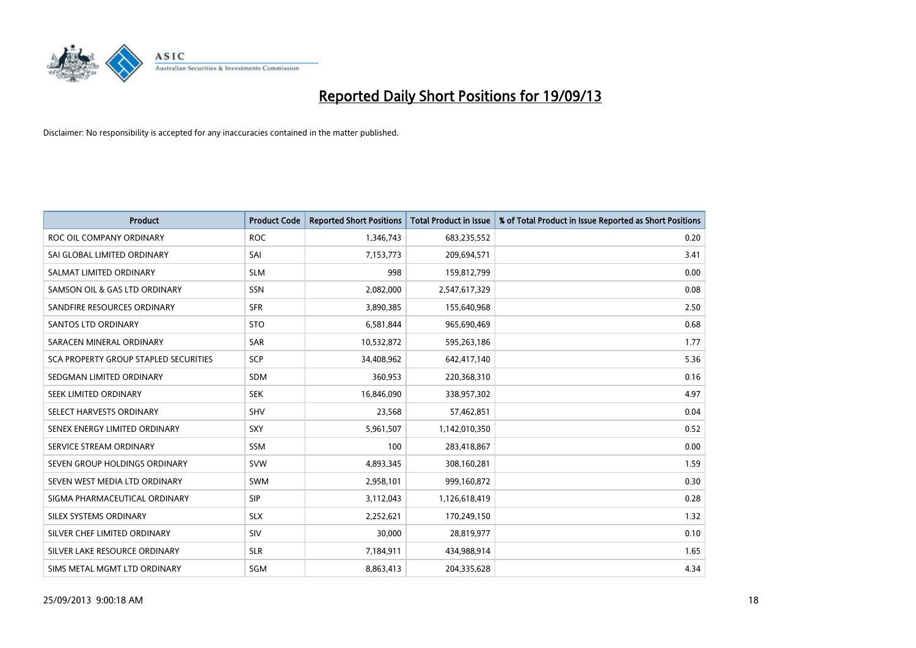# Reported Daily Short Positions for 19/09/13

Disclaimer: No responsibility is accepted for any inaccuracies contained in the matter published.

| Product | Product Code | Reported Short Positions | Total Product in Issue | % of Total Product in Issue Reported as Short Positions |
|---|---|---|---|---|
| ROC OIL COMPANY ORDINARY | ROC | 1,346,743 | 683,235,552 | 0.20 |
| SAI GLOBAL LIMITED ORDINARY | SAI | 7,153,773 | 209,694,571 | 3.41 |
| SALMAT LIMITED ORDINARY | SLM | 998 | 159,812,799 | 0.00 |
| SAMSON OIL & GAS LTD ORDINARY | SSN | 2,082,000 | 2,547,617,329 | 0.08 |
| SANDFIRE RESOURCES ORDINARY | SFR | 3,890,385 | 155,640,968 | 2.50 |
| SANTOS LTD ORDINARY | STO | 6,581,844 | 965,690,469 | 0.68 |
| SARACEN MINERAL ORDINARY | SAR | 10,532,872 | 595,263,186 | 1.77 |
| SCA PROPERTY GROUP STAPLED SECURITIES | SCP | 34,408,962 | 642,417,140 | 5.36 |
| SEDGMAN LIMITED ORDINARY | SDM | 360,953 | 220,368,310 | 0.16 |
| SEEK LIMITED ORDINARY | SEK | 16,846,090 | 338,957,302 | 4.97 |
| SELECT HARVESTS ORDINARY | SHV | 23,568 | 57,462,851 | 0.04 |
| SENEX ENERGY LIMITED ORDINARY | SXY | 5,961,507 | 1,142,010,350 | 0.52 |
| SERVICE STREAM ORDINARY | SSM | 100 | 283,418,867 | 0.00 |
| SEVEN GROUP HOLDINGS ORDINARY | SVW | 4,893,345 | 308,160,281 | 1.59 |
| SEVEN WEST MEDIA LTD ORDINARY | SWM | 2,958,101 | 999,160,872 | 0.30 |
| SIGMA PHARMACEUTICAL ORDINARY | SIP | 3,112,043 | 1,126,618,419 | 0.28 |
| SILEX SYSTEMS ORDINARY | SLX | 2,252,621 | 170,249,150 | 1.32 |
| SILVER CHEF LIMITED ORDINARY | SIV | 30,000 | 28,819,977 | 0.10 |
| SILVER LAKE RESOURCE ORDINARY | SLR | 7,184,911 | 434,988,914 | 1.65 |
| SIMS METAL MGMT LTD ORDINARY | SGM | 8,863,413 | 204,335,628 | 4.34 |

25/09/2013 9:00:18 AM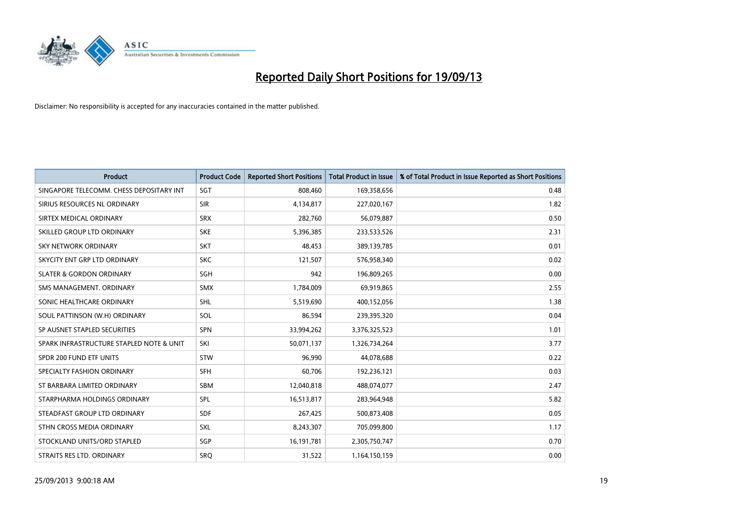# Reported Daily Short Positions for 19/09/13

Disclaimer: No responsibility is accepted for any inaccuracies contained in the matter published.

| Product | Product Code | Reported Short Positions | Total Product in Issue | % of Total Product in Issue Reported as Short Positions |
|---|---|---|---|---|
| SINGAPORE TELECOMM. CHESS DEPOSITARY INT | SGT | 808,460 | 169,358,656 | 0.48 |
| SIRIUS RESOURCES NL ORDINARY | SIR | 4,134,817 | 227,020,167 | 1.82 |
| SIRTEX MEDICAL ORDINARY | SRX | 282,760 | 56,079,887 | 0.50 |
| SKILLED GROUP LTD ORDINARY | SKE | 5,396,385 | 233,533,526 | 2.31 |
| SKY NETWORK ORDINARY | SKT | 48,453 | 389,139,785 | 0.01 |
| SKYCITY ENT GRP LTD ORDINARY | SKC | 121,507 | 576,958,340 | 0.02 |
| SLATER & GORDON ORDINARY | SGH | 942 | 196,809,265 | 0.00 |
| SMS MANAGEMENT. ORDINARY | SMX | 1,784,009 | 69,919,865 | 2.55 |
| SONIC HEALTHCARE ORDINARY | SHL | 5,519,690 | 400,152,056 | 1.38 |
| SOUL PATTINSON (W.H) ORDINARY | SOL | 86,594 | 239,395,320 | 0.04 |
| SP AUSNET STAPLED SECURITIES | SPN | 33,994,262 | 3,376,325,523 | 1.01 |
| SPARK INFRASTRUCTURE STAPLED NOTE & UNIT | SKI | 50,071,137 | 1,326,734,264 | 3.77 |
| SPDR 200 FUND ETF UNITS | STW | 96,990 | 44,078,688 | 0.22 |
| SPECIALTY FASHION ORDINARY | SFH | 60,706 | 192,236,121 | 0.03 |
| ST BARBARA LIMITED ORDINARY | SBM | 12,040,818 | 488,074,077 | 2.47 |
| STARPHARMA HOLDINGS ORDINARY | SPL | 16,513,817 | 283,964,948 | 5.82 |
| STEADFAST GROUP LTD ORDINARY | SDF | 267,425 | 500,873,408 | 0.05 |
| STHN CROSS MEDIA ORDINARY | SXL | 8,243,307 | 705,099,800 | 1.17 |
| STOCKLAND UNITS/ORD STAPLED | SGP | 16,191,781 | 2,305,750,747 | 0.70 |
| STRAITS RES LTD. ORDINARY | SRQ | 31,522 | 1,164,150,159 | 0.00 |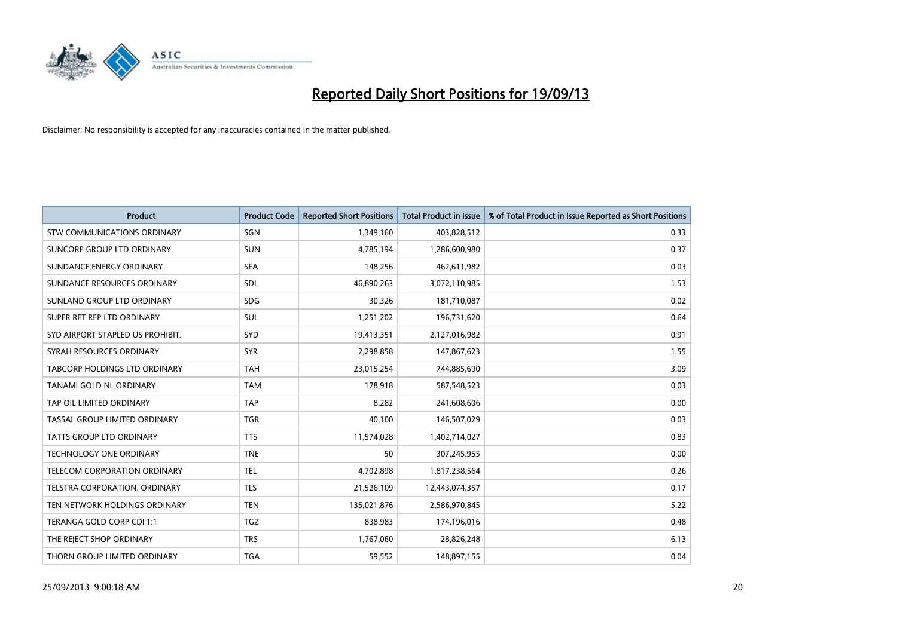# Reported Daily Short Positions for 19/09/13

Disclaimer: No responsibility is accepted for any inaccuracies contained in the matter published.

| Product | Product Code | Reported Short Positions | Total Product in Issue | % of Total Product in Issue Reported as Short Positions |
|---|---|---|---|---|
| STW COMMUNICATIONS ORDINARY | SGN | 1,349,160 | 403,828,512 | 0.33 |
| SUNCORP GROUP LTD ORDINARY | SUN | 4,785,194 | 1,286,600,980 | 0.37 |
| SUNDANCE ENERGY ORDINARY | SEA | 148,256 | 462,611,982 | 0.03 |
| SUNDANCE RESOURCES ORDINARY | SDL | 46,890,263 | 3,072,110,985 | 1.53 |
| SUNLAND GROUP LTD ORDINARY | SDG | 30,326 | 181,710,087 | 0.02 |
| SUPER RET REP LTD ORDINARY | SUL | 1,251,202 | 196,731,620 | 0.64 |
| SYD AIRPORT STAPLED US PROHIBIT. | SYD | 19,413,351 | 2,127,016,982 | 0.91 |
| SYRAH RESOURCES ORDINARY | SYR | 2,298,858 | 147,867,623 | 1.55 |
| TABCORP HOLDINGS LTD ORDINARY | TAH | 23,015,254 | 744,885,690 | 3.09 |
| TANAMI GOLD NL ORDINARY | TAM | 178,918 | 587,548,523 | 0.03 |
| TAP OIL LIMITED ORDINARY | TAP | 8,282 | 241,608,606 | 0.00 |
| TASSAL GROUP LIMITED ORDINARY | TGR | 40,100 | 146,507,029 | 0.03 |
| TATTS GROUP LTD ORDINARY | TTS | 11,574,028 | 1,402,714,027 | 0.83 |
| TECHNOLOGY ONE ORDINARY | TNE | 50 | 307,245,955 | 0.00 |
| TELECOM CORPORATION ORDINARY | TEL | 4,702,898 | 1,817,238,564 | 0.26 |
| TELSTRA CORPORATION. ORDINARY | TLS | 21,526,109 | 12,443,074,357 | 0.17 |
| TEN NETWORK HOLDINGS ORDINARY | TEN | 135,021,876 | 2,586,970,845 | 5.22 |
| TERANGA GOLD CORP CDI 1:1 | TGZ | 838,983 | 174,196,016 | 0.48 |
| THE REJECT SHOP ORDINARY | TRS | 1,767,060 | 28,826,248 | 6.13 |
| THORN GROUP LIMITED ORDINARY | TGA | 59,552 | 148,897,155 | 0.04 |

25/09/2013 9:00:18 AM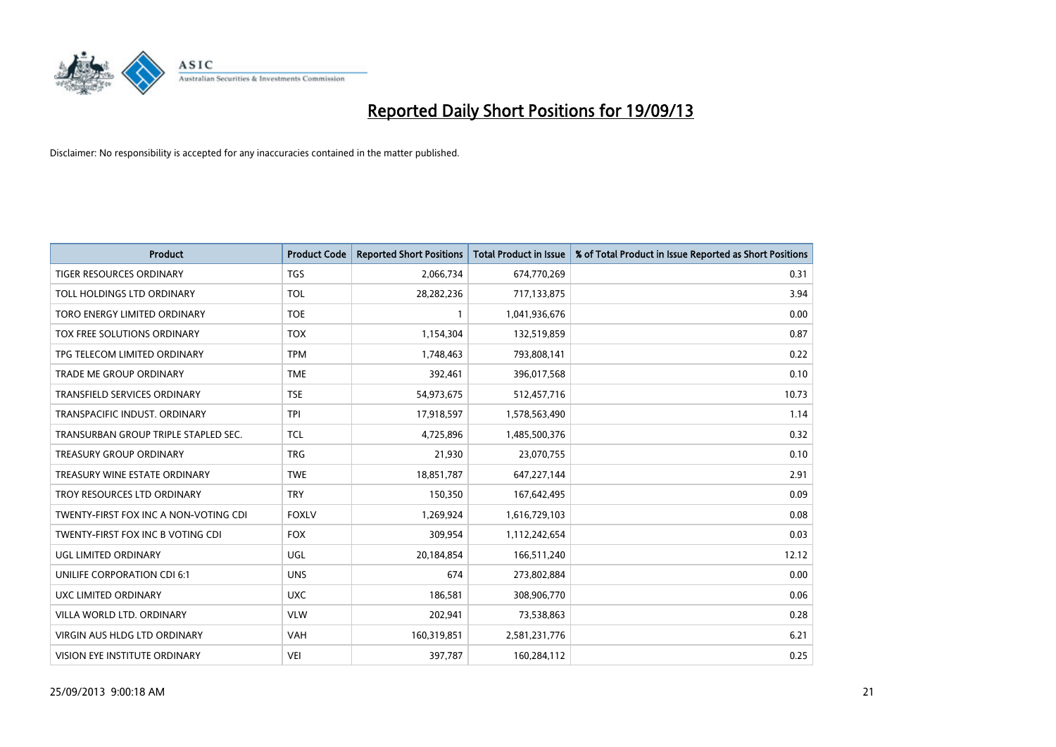# Reported Daily Short Positions for 19/09/13

Disclaimer: No responsibility is accepted for any inaccuracies contained in the matter published.

| Product | Product Code | Reported Short Positions | Total Product in Issue | % of Total Product in Issue Reported as Short Positions |
|---|---|---|---|---|
| TIGER RESOURCES ORDINARY | TGS | 2,066,734 | 674,770,269 | 0.31 |
| TOLL HOLDINGS LTD ORDINARY | TOL | 28,282,236 | 717,133,875 | 3.94 |
| TORO ENERGY LIMITED ORDINARY | TOE | 1 | 1,041,936,676 | 0.00 |
| TOX FREE SOLUTIONS ORDINARY | TOX | 1,154,304 | 132,519,859 | 0.87 |
| TPG TELECOM LIMITED ORDINARY | TPM | 1,748,463 | 793,808,141 | 0.22 |
| TRADE ME GROUP ORDINARY | TME | 392,461 | 396,017,568 | 0.10 |
| TRANSFIELD SERVICES ORDINARY | TSE | 54,973,675 | 512,457,716 | 10.73 |
| TRANSPACIFIC INDUST. ORDINARY | TPI | 17,918,597 | 1,578,563,490 | 1.14 |
| TRANSURBAN GROUP TRIPLE STAPLED SEC. | TCL | 4,725,896 | 1,485,500,376 | 0.32 |
| TREASURY GROUP ORDINARY | TRG | 21,930 | 23,070,755 | 0.10 |
| TREASURY WINE ESTATE ORDINARY | TWE | 18,851,787 | 647,227,144 | 2.91 |
| TROY RESOURCES LTD ORDINARY | TRY | 150,350 | 167,642,495 | 0.09 |
| TWENTY-FIRST FOX INC A NON-VOTING CDI | FOXLV | 1,269,924 | 1,616,729,103 | 0.08 |
| TWENTY-FIRST FOX INC B VOTING CDI | FOX | 309,954 | 1,112,242,654 | 0.03 |
| UGL LIMITED ORDINARY | UGL | 20,184,854 | 166,511,240 | 12.12 |
| UNILIFE CORPORATION CDI 6:1 | UNS | 674 | 273,802,884 | 0.00 |
| UXC LIMITED ORDINARY | UXC | 186,581 | 308,906,770 | 0.06 |
| VILLA WORLD LTD. ORDINARY | VLW | 202,941 | 73,538,863 | 0.28 |
| VIRGIN AUS HLDG LTD ORDINARY | VAH | 160,319,851 | 2,581,231,776 | 6.21 |
| VISION EYE INSTITUTE ORDINARY | VEI | 397,787 | 160,284,112 | 0.25 |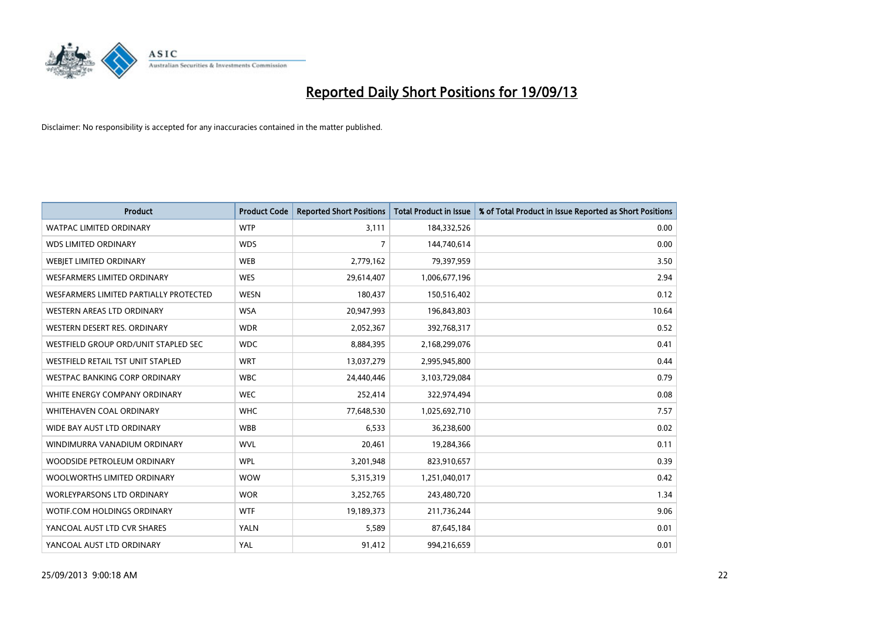# Reported Daily Short Positions for 19/09/13

Disclaimer: No responsibility is accepted for any inaccuracies contained in the matter published.

| Product | Product Code | Reported Short Positions | Total Product in Issue | % of Total Product in Issue Reported as Short Positions |
|---|---|---|---|---|
| WATPAC LIMITED ORDINARY | WTP | 3,111 | 184,332,526 | 0.00 |
| WDS LIMITED ORDINARY | WDS | 7 | 144,740,614 | 0.00 |
| WEBJET LIMITED ORDINARY | WEB | 2,779,162 | 79,397,959 | 3.50 |
| WESFARMERS LIMITED ORDINARY | WES | 29,614,407 | 1,006,677,196 | 2.94 |
| WESFARMERS LIMITED PARTIALLY PROTECTED | WESN | 180,437 | 150,516,402 | 0.12 |
| WESTERN AREAS LTD ORDINARY | WSA | 20,947,993 | 196,843,803 | 10.64 |
| WESTERN DESERT RES. ORDINARY | WDR | 2,052,367 | 392,768,317 | 0.52 |
| WESTFIELD GROUP ORD/UNIT STAPLED SEC | WDC | 8,884,395 | 2,168,299,076 | 0.41 |
| WESTFIELD RETAIL TST UNIT STAPLED | WRT | 13,037,279 | 2,995,945,800 | 0.44 |
| WESTPAC BANKING CORP ORDINARY | WBC | 24,440,446 | 3,103,729,084 | 0.79 |
| WHITE ENERGY COMPANY ORDINARY | WEC | 252,414 | 322,974,494 | 0.08 |
| WHITEHAVEN COAL ORDINARY | WHC | 77,648,530 | 1,025,692,710 | 7.57 |
| WIDE BAY AUST LTD ORDINARY | WBB | 6,533 | 36,238,600 | 0.02 |
| WINDIMURRA VANADIUM ORDINARY | WVL | 20,461 | 19,284,366 | 0.11 |
| WOODSIDE PETROLEUM ORDINARY | WPL | 3,201,948 | 823,910,657 | 0.39 |
| WOOLWORTHS LIMITED ORDINARY | WOW | 5,315,319 | 1,251,040,017 | 0.42 |
| WORLEYPARSONS LTD ORDINARY | WOR | 3,252,765 | 243,480,720 | 1.34 |
| WOTIF.COM HOLDINGS ORDINARY | WTF | 19,189,373 | 211,736,244 | 9.06 |
| YANCOAL AUST LTD CVR SHARES | YALN | 5,589 | 87,645,184 | 0.01 |
| YANCOAL AUST LTD ORDINARY | YAL | 91,412 | 994,216,659 | 0.01 |

25/09/2013 9:00:18 AM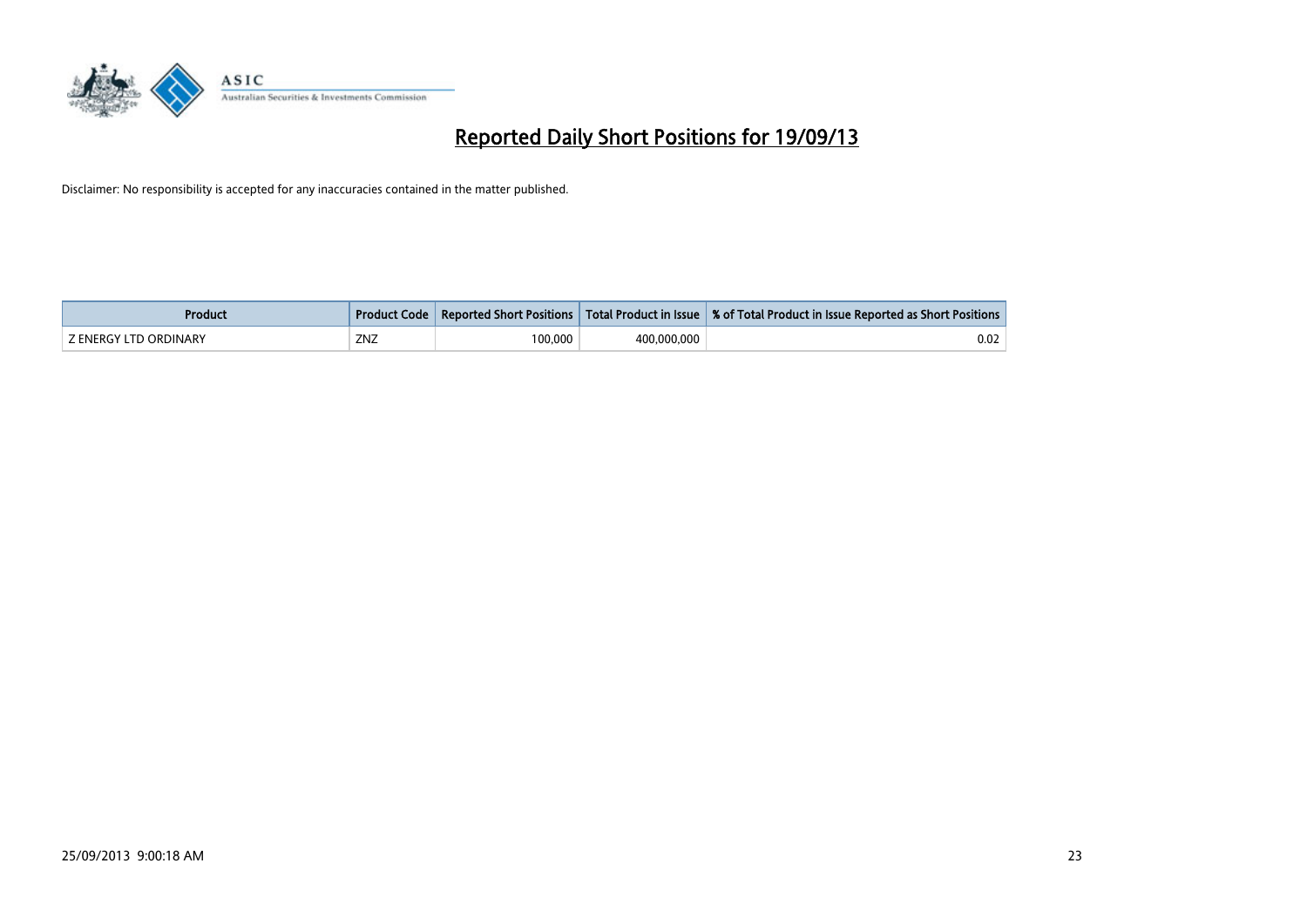# Reported Daily Short Positions for 19/09/13

Disclaimer: No responsibility is accepted for any inaccuracies contained in the matter published.

| Product | Product Code | Reported Short Positions | Total Product in Issue | % of Total Product in Issue Reported as Short Positions |
|---|---|---|---|---|
| Z ENERGY LTD ORDINARY | ZNZ | 100,000 | 400,000,000 | 0.02 |

25/09/2013 9:00:18 AM